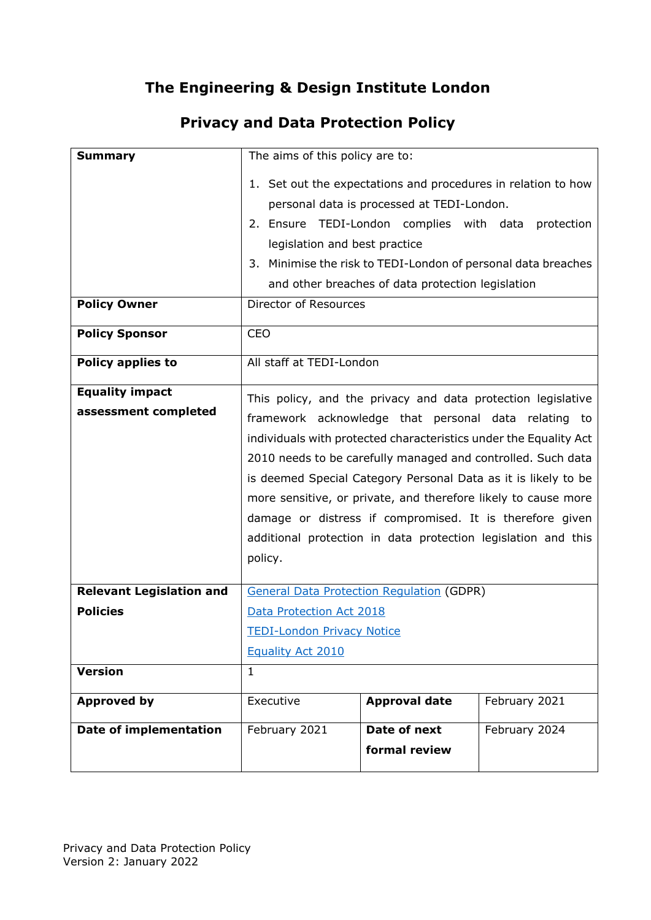# The Engineering & Design Institute London

## Privacy and Data Protection Policy

| | | | |
|---|---|---|---|
| **Summary** | The aims of this policy are to:<br>1. Set out the expectations and procedures in relation to how personal data is processed at TEDI-London.<br>2. Ensure TEDI-London complies with data protection legislation and best practice<br>3. Minimise the risk to TEDI-London of personal data breaches and other breaches of data protection legislation | | |
| **Policy Owner** | Director of Resources | | |
| **Policy Sponsor** | CEO | | |
| **Policy applies to** | All staff at TEDI-London | | |
| **Equality impact assessment completed** | This policy, and the privacy and data protection legislative framework acknowledge that personal data relating to individuals with protected characteristics under the Equality Act 2010 needs to be carefully managed and controlled. Such data is deemed Special Category Personal Data as it is likely to be more sensitive, or private, and therefore likely to cause more damage or distress if compromised. It is therefore given additional protection in data protection legislation and this policy. | | |
| **Relevant Legislation and Policies** | General Data Protection Regulation (GDPR)<br>Data Protection Act 2018<br>TEDI-London Privacy Notice<br>Equality Act 2010 | | |
| **Version** | 1 | | |
| **Approved by** | Executive | **Approval date** | February 2021 |
| **Date of implementation** | February 2021 | **Date of next formal review** | February 2024 |

Privacy and Data Protection Policy
Version 2: January 2022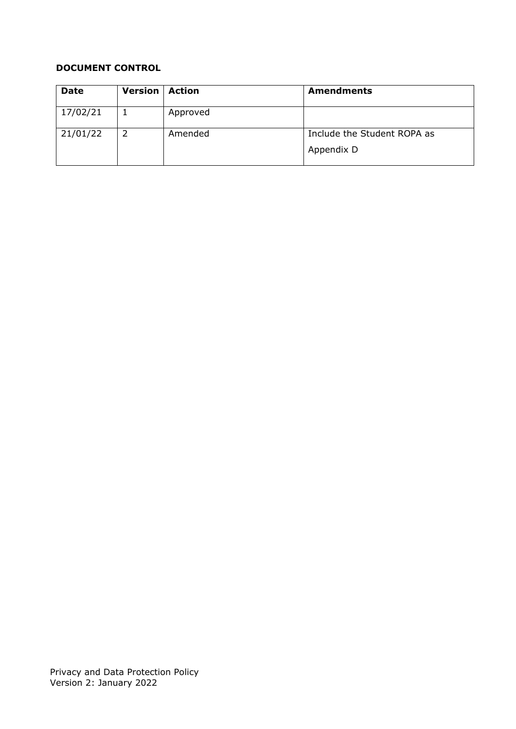**DOCUMENT CONTROL**

| Date | Version | Action | Amendments |
| --- | --- | --- | --- |
| 17/02/21 | 1 | Approved | |
| 21/01/22 | 2 | Amended | Include the Student ROPA as Appendix D |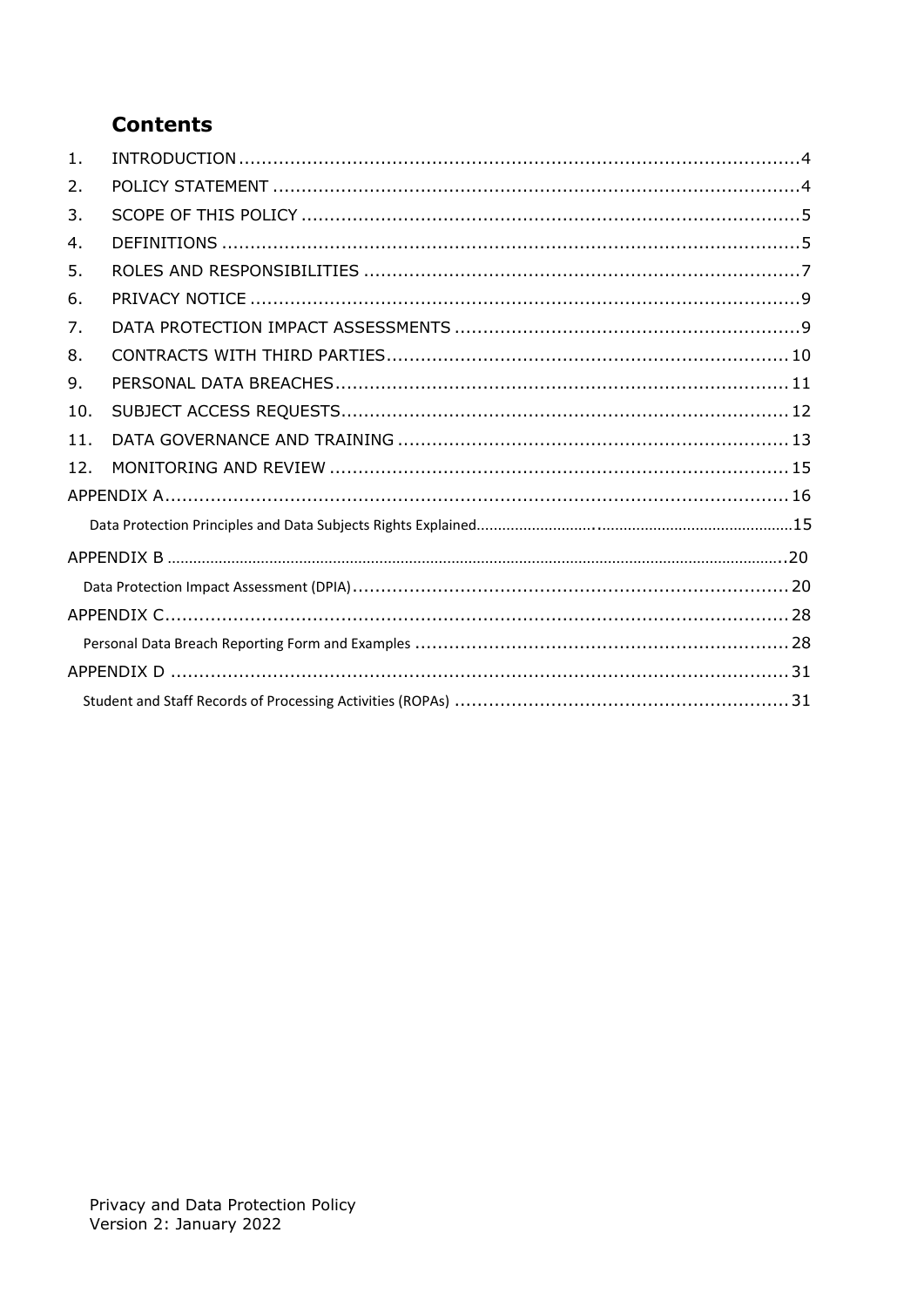## Contents

1. INTRODUCTION .......... 4
2. POLICY STATEMENT .......... 4
3. SCOPE OF THIS POLICY .......... 5
4. DEFINITIONS .......... 5
5. ROLES AND RESPONSIBILITIES .......... 7
6. PRIVACY NOTICE .......... 9
7. DATA PROTECTION IMPACT ASSESSMENTS .......... 9
8. CONTRACTS WITH THIRD PARTIES .......... 10
9. PERSONAL DATA BREACHES .......... 11
10. SUBJECT ACCESS REQUESTS .......... 12
11. DATA GOVERNANCE AND TRAINING .......... 13
12. MONITORING AND REVIEW .......... 15

APPENDIX A .......... 16

Data Protection Principles and Data Subjects Rights Explained .......... 15

APPENDIX B .......... 20

Data Protection Impact Assessment (DPIA) .......... 20

APPENDIX C .......... 28

Personal Data Breach Reporting Form and Examples .......... 28

APPENDIX D .......... 31

Student and Staff Records of Processing Activities (ROPAs) .......... 31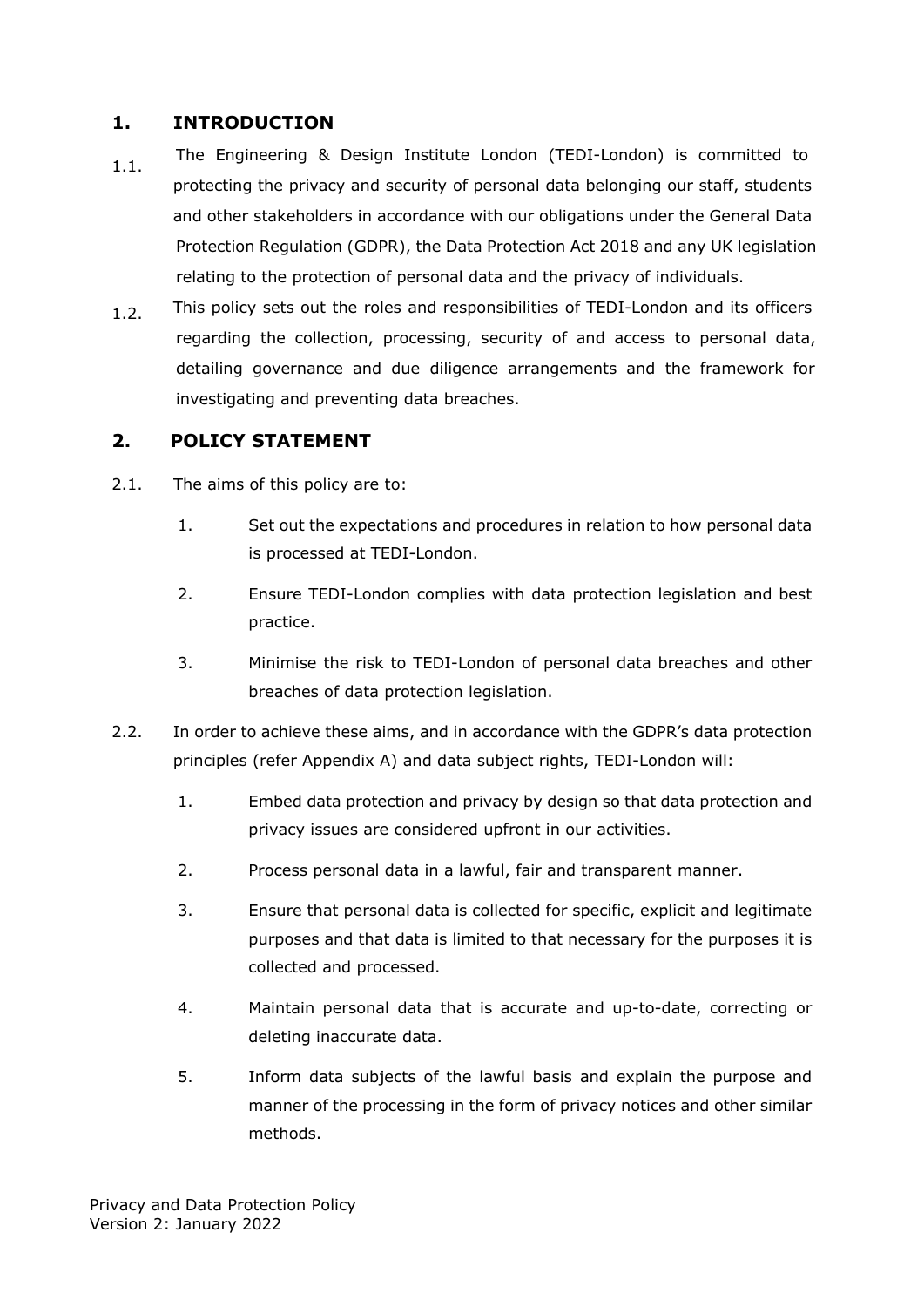## 1. INTRODUCTION

1.1. The Engineering & Design Institute London (TEDI-London) is committed to protecting the privacy and security of personal data belonging our staff, students and other stakeholders in accordance with our obligations under the General Data Protection Regulation (GDPR), the Data Protection Act 2018 and any UK legislation relating to the protection of personal data and the privacy of individuals.

1.2. This policy sets out the roles and responsibilities of TEDI-London and its officers regarding the collection, processing, security of and access to personal data, detailing governance and due diligence arrangements and the framework for investigating and preventing data breaches.

## 2. POLICY STATEMENT

2.1. The aims of this policy are to:

1. Set out the expectations and procedures in relation to how personal data is processed at TEDI-London.
2. Ensure TEDI-London complies with data protection legislation and best practice.
3. Minimise the risk to TEDI-London of personal data breaches and other breaches of data protection legislation.

2.2. In order to achieve these aims, and in accordance with the GDPR's data protection principles (refer Appendix A) and data subject rights, TEDI-London will:

1. Embed data protection and privacy by design so that data protection and privacy issues are considered upfront in our activities.
2. Process personal data in a lawful, fair and transparent manner.
3. Ensure that personal data is collected for specific, explicit and legitimate purposes and that data is limited to that necessary for the purposes it is collected and processed.
4. Maintain personal data that is accurate and up-to-date, correcting or deleting inaccurate data.
5. Inform data subjects of the lawful basis and explain the purpose and manner of the processing in the form of privacy notices and other similar methods.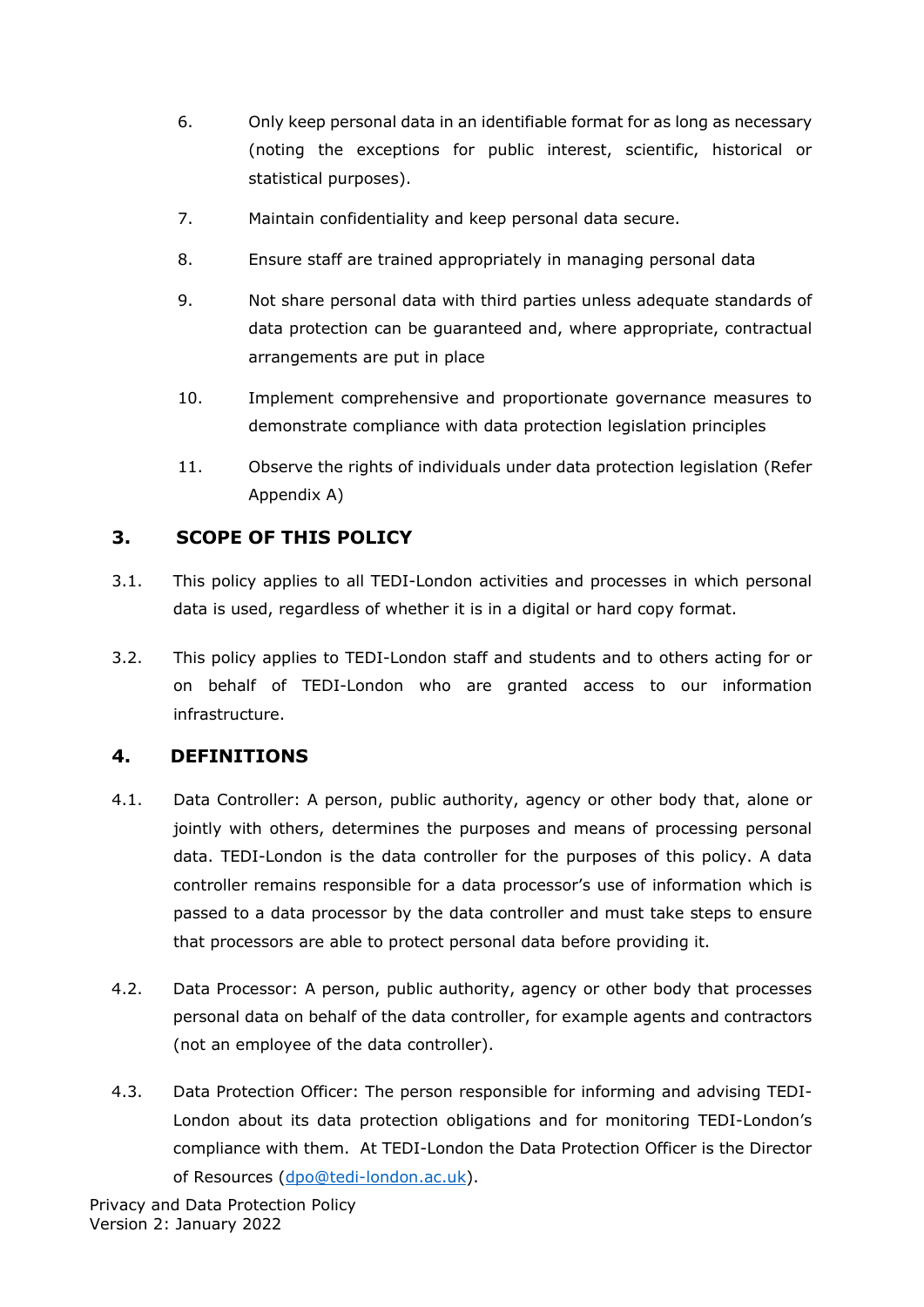6. Only keep personal data in an identifiable format for as long as necessary (noting the exceptions for public interest, scientific, historical or statistical purposes).

7. Maintain confidentiality and keep personal data secure.

8. Ensure staff are trained appropriately in managing personal data

9. Not share personal data with third parties unless adequate standards of data protection can be guaranteed and, where appropriate, contractual arrangements are put in place

10. Implement comprehensive and proportionate governance measures to demonstrate compliance with data protection legislation principles

11. Observe the rights of individuals under data protection legislation (Refer Appendix A)

## 3. SCOPE OF THIS POLICY

3.1. This policy applies to all TEDI-London activities and processes in which personal data is used, regardless of whether it is in a digital or hard copy format.

3.2. This policy applies to TEDI-London staff and students and to others acting for or on behalf of TEDI-London who are granted access to our information infrastructure.

## 4. DEFINITIONS

4.1. Data Controller: A person, public authority, agency or other body that, alone or jointly with others, determines the purposes and means of processing personal data. TEDI-London is the data controller for the purposes of this policy. A data controller remains responsible for a data processor's use of information which is passed to a data processor by the data controller and must take steps to ensure that processors are able to protect personal data before providing it.

4.2. Data Processor: A person, public authority, agency or other body that processes personal data on behalf of the data controller, for example agents and contractors (not an employee of the data controller).

4.3. Data Protection Officer: The person responsible for informing and advising TEDI-London about its data protection obligations and for monitoring TEDI-London's compliance with them. At TEDI-London the Data Protection Officer is the Director of Resources (dpo@tedi-london.ac.uk).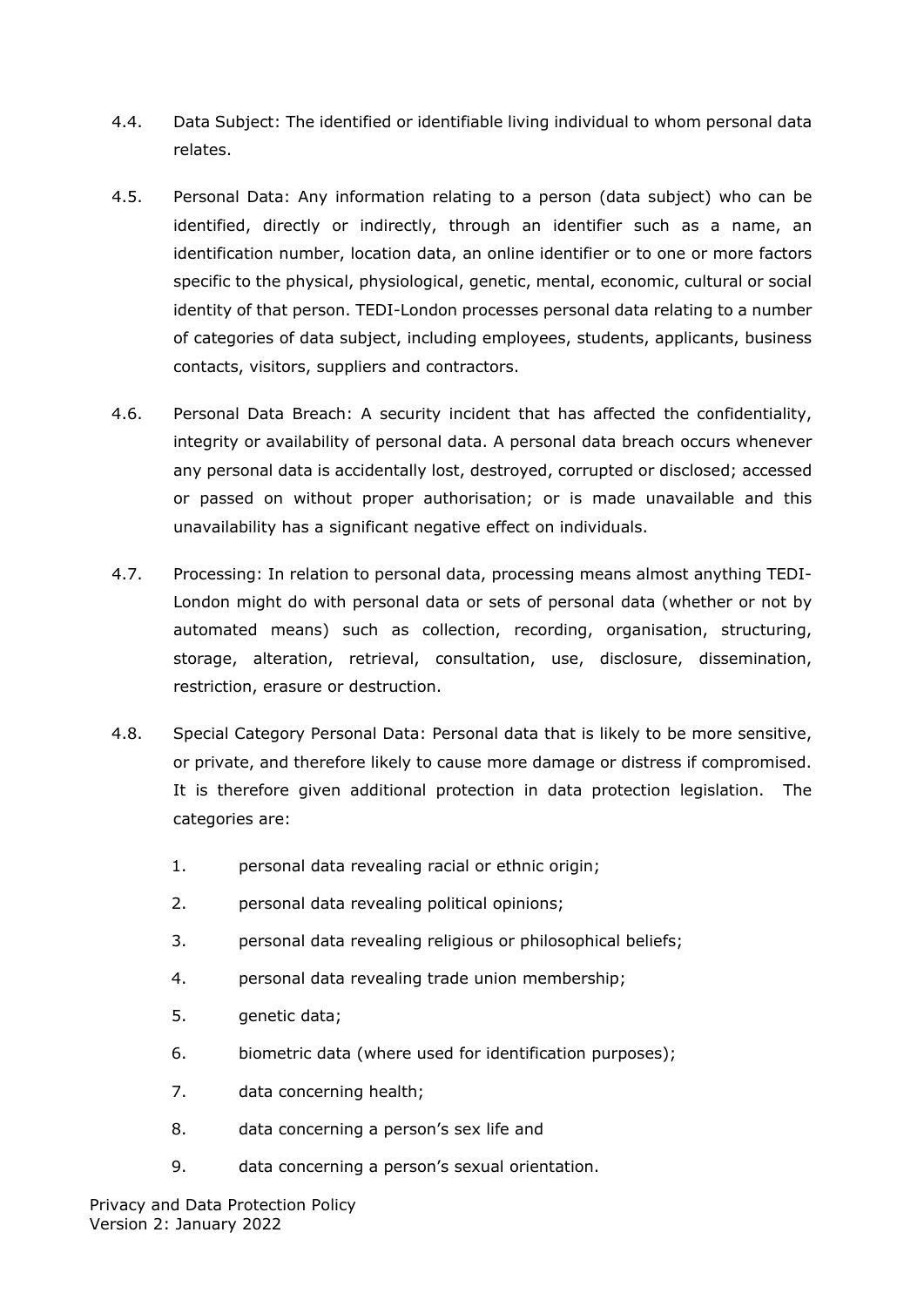4.4. Data Subject: The identified or identifiable living individual to whom personal data relates.

4.5. Personal Data: Any information relating to a person (data subject) who can be identified, directly or indirectly, through an identifier such as a name, an identification number, location data, an online identifier or to one or more factors specific to the physical, physiological, genetic, mental, economic, cultural or social identity of that person. TEDI-London processes personal data relating to a number of categories of data subject, including employees, students, applicants, business contacts, visitors, suppliers and contractors.

4.6. Personal Data Breach: A security incident that has affected the confidentiality, integrity or availability of personal data. A personal data breach occurs whenever any personal data is accidentally lost, destroyed, corrupted or disclosed; accessed or passed on without proper authorisation; or is made unavailable and this unavailability has a significant negative effect on individuals.

4.7. Processing: In relation to personal data, processing means almost anything TEDI-London might do with personal data or sets of personal data (whether or not by automated means) such as collection, recording, organisation, structuring, storage, alteration, retrieval, consultation, use, disclosure, dissemination, restriction, erasure or destruction.

4.8. Special Category Personal Data: Personal data that is likely to be more sensitive, or private, and therefore likely to cause more damage or distress if compromised. It is therefore given additional protection in data protection legislation. The categories are:

1. personal data revealing racial or ethnic origin;
2. personal data revealing political opinions;
3. personal data revealing religious or philosophical beliefs;
4. personal data revealing trade union membership;
5. genetic data;
6. biometric data (where used for identification purposes);
7. data concerning health;
8. data concerning a person's sex life and
9. data concerning a person's sexual orientation.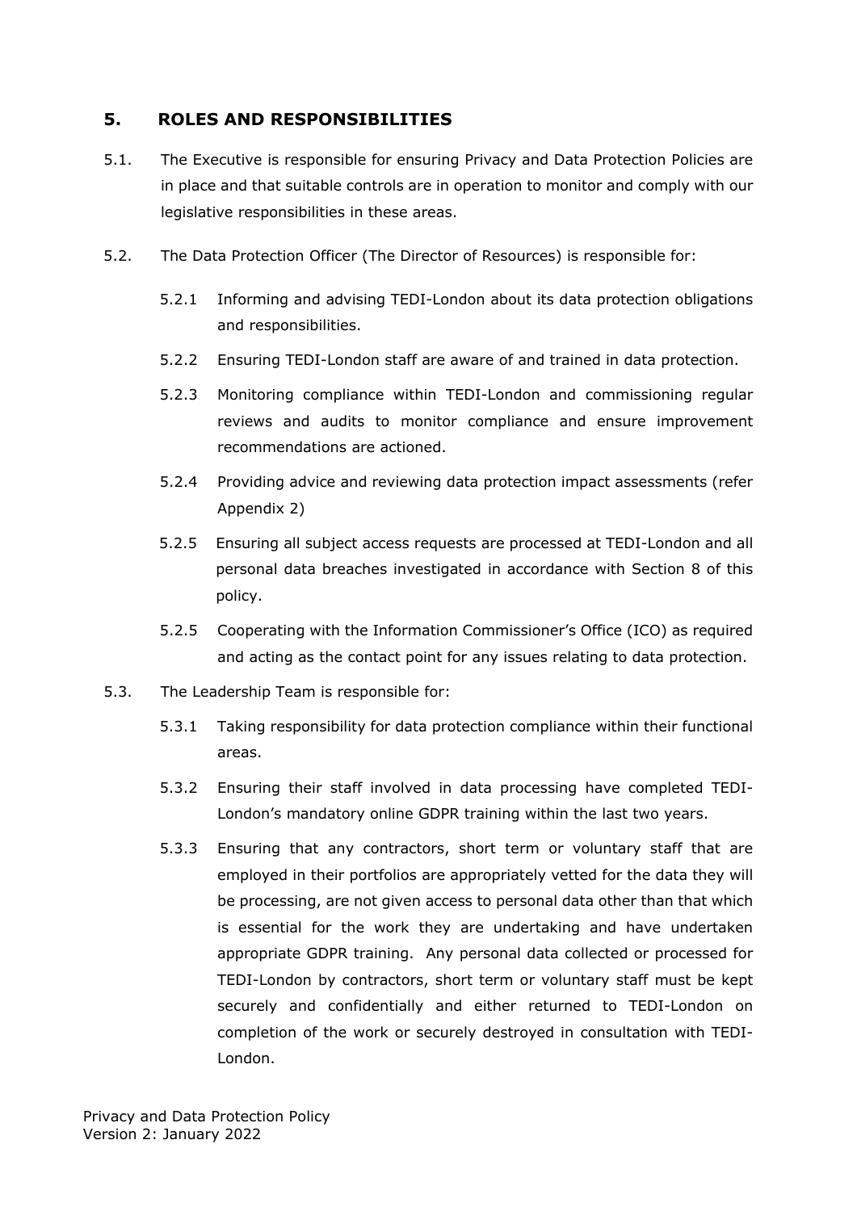## 5. ROLES AND RESPONSIBILITIES

5.1. The Executive is responsible for ensuring Privacy and Data Protection Policies are in place and that suitable controls are in operation to monitor and comply with our legislative responsibilities in these areas.

5.2. The Data Protection Officer (The Director of Resources) is responsible for:

5.2.1 Informing and advising TEDI-London about its data protection obligations and responsibilities.

5.2.2 Ensuring TEDI-London staff are aware of and trained in data protection.

5.2.3 Monitoring compliance within TEDI-London and commissioning regular reviews and audits to monitor compliance and ensure improvement recommendations are actioned.

5.2.4 Providing advice and reviewing data protection impact assessments (refer Appendix 2)

5.2.5 Ensuring all subject access requests are processed at TEDI-London and all personal data breaches investigated in accordance with Section 8 of this policy.

5.2.5 Cooperating with the Information Commissioner's Office (ICO) as required and acting as the contact point for any issues relating to data protection.

5.3. The Leadership Team is responsible for:

5.3.1 Taking responsibility for data protection compliance within their functional areas.

5.3.2 Ensuring their staff involved in data processing have completed TEDI-London's mandatory online GDPR training within the last two years.

5.3.3 Ensuring that any contractors, short term or voluntary staff that are employed in their portfolios are appropriately vetted for the data they will be processing, are not given access to personal data other than that which is essential for the work they are undertaking and have undertaken appropriate GDPR training. Any personal data collected or processed for TEDI-London by contractors, short term or voluntary staff must be kept securely and confidentially and either returned to TEDI-London on completion of the work or securely destroyed in consultation with TEDI-London.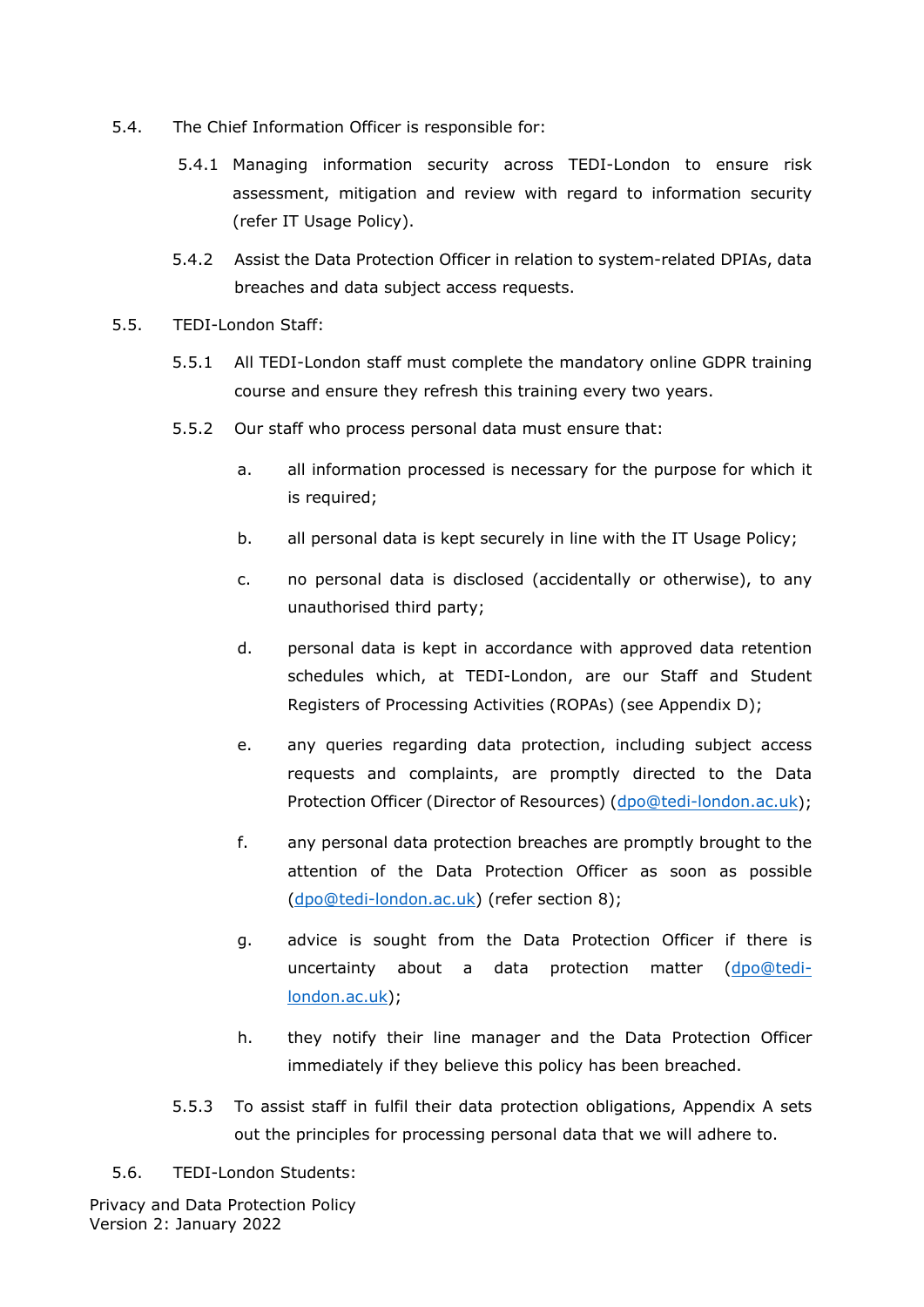5.4. The Chief Information Officer is responsible for:

5.4.1 Managing information security across TEDI-London to ensure risk assessment, mitigation and review with regard to information security (refer IT Usage Policy).

5.4.2 Assist the Data Protection Officer in relation to system-related DPIAs, data breaches and data subject access requests.

5.5. TEDI-London Staff:

5.5.1 All TEDI-London staff must complete the mandatory online GDPR training course and ensure they refresh this training every two years.

5.5.2 Our staff who process personal data must ensure that:

a. all information processed is necessary for the purpose for which it is required;

b. all personal data is kept securely in line with the IT Usage Policy;

c. no personal data is disclosed (accidentally or otherwise), to any unauthorised third party;

d. personal data is kept in accordance with approved data retention schedules which, at TEDI-London, are our Staff and Student Registers of Processing Activities (ROPAs) (see Appendix D);

e. any queries regarding data protection, including subject access requests and complaints, are promptly directed to the Data Protection Officer (Director of Resources) (dpo@tedi-london.ac.uk);

f. any personal data protection breaches are promptly brought to the attention of the Data Protection Officer as soon as possible (dpo@tedi-london.ac.uk) (refer section 8);

g. advice is sought from the Data Protection Officer if there is uncertainty about a data protection matter (dpo@tedi-london.ac.uk);

h. they notify their line manager and the Data Protection Officer immediately if they believe this policy has been breached.

5.5.3 To assist staff in fulfil their data protection obligations, Appendix A sets out the principles for processing personal data that we will adhere to.

5.6. TEDI-London Students: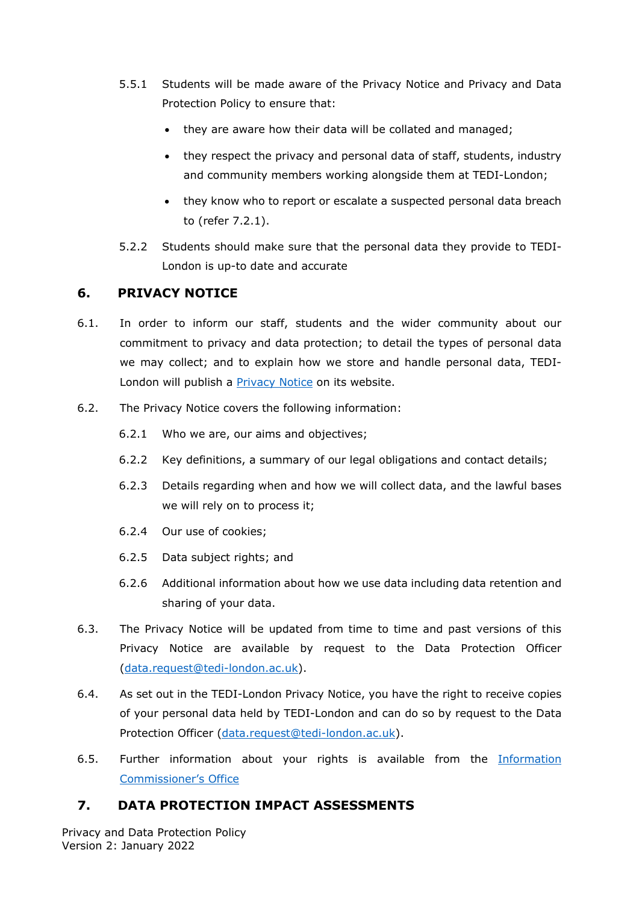5.5.1 Students will be made aware of the Privacy Notice and Privacy and Data Protection Policy to ensure that:

- they are aware how their data will be collated and managed;
- they respect the privacy and personal data of staff, students, industry and community members working alongside them at TEDI-London;
- they know who to report or escalate a suspected personal data breach to (refer 7.2.1).

5.2.2 Students should make sure that the personal data they provide to TEDI-London is up-to date and accurate

## 6. PRIVACY NOTICE

6.1. In order to inform our staff, students and the wider community about our commitment to privacy and data protection; to detail the types of personal data we may collect; and to explain how we store and handle personal data, TEDI-London will publish a [Privacy Notice]() on its website.

6.2. The Privacy Notice covers the following information:

6.2.1 Who we are, our aims and objectives;

6.2.2 Key definitions, a summary of our legal obligations and contact details;

6.2.3 Details regarding when and how we will collect data, and the lawful bases we will rely on to process it;

6.2.4 Our use of cookies;

6.2.5 Data subject rights; and

6.2.6 Additional information about how we use data including data retention and sharing of your data.

6.3. The Privacy Notice will be updated from time to time and past versions of this Privacy Notice are available by request to the Data Protection Officer (data.request@tedi-london.ac.uk).

6.4. As set out in the TEDI-London Privacy Notice, you have the right to receive copies of your personal data held by TEDI-London and can do so by request to the Data Protection Officer (data.request@tedi-london.ac.uk).

6.5. Further information about your rights is available from the [Information Commissioner's Office]()

## 7. DATA PROTECTION IMPACT ASSESSMENTS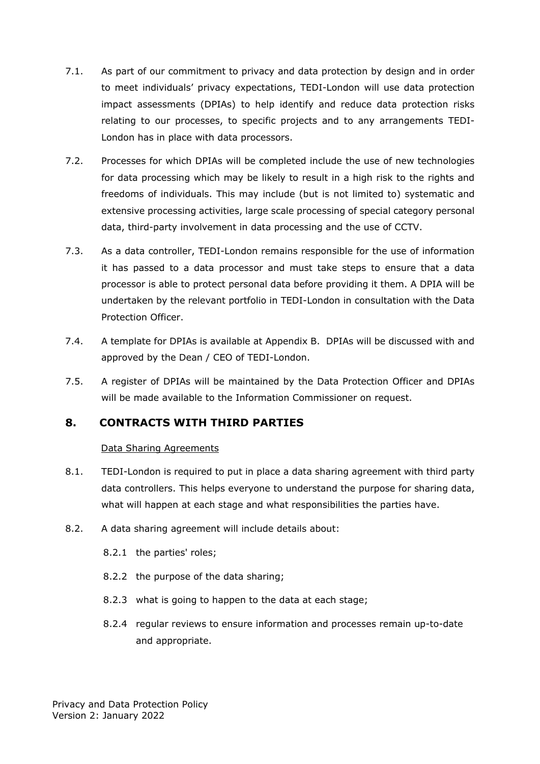7.1. As part of our commitment to privacy and data protection by design and in order to meet individuals' privacy expectations, TEDI-London will use data protection impact assessments (DPIAs) to help identify and reduce data protection risks relating to our processes, to specific projects and to any arrangements TEDI-London has in place with data processors.

7.2. Processes for which DPIAs will be completed include the use of new technologies for data processing which may be likely to result in a high risk to the rights and freedoms of individuals. This may include (but is not limited to) systematic and extensive processing activities, large scale processing of special category personal data, third-party involvement in data processing and the use of CCTV.

7.3. As a data controller, TEDI-London remains responsible for the use of information it has passed to a data processor and must take steps to ensure that a data processor is able to protect personal data before providing it them. A DPIA will be undertaken by the relevant portfolio in TEDI-London in consultation with the Data Protection Officer.

7.4. A template for DPIAs is available at Appendix B. DPIAs will be discussed with and approved by the Dean / CEO of TEDI-London.

7.5. A register of DPIAs will be maintained by the Data Protection Officer and DPIAs will be made available to the Information Commissioner on request.

## 8. CONTRACTS WITH THIRD PARTIES

<u>Data Sharing Agreements</u>

8.1. TEDI-London is required to put in place a data sharing agreement with third party data controllers. This helps everyone to understand the purpose for sharing data, what will happen at each stage and what responsibilities the parties have.

8.2. A data sharing agreement will include details about:

- 8.2.1 the parties' roles;
- 8.2.2 the purpose of the data sharing;
- 8.2.3 what is going to happen to the data at each stage;
- 8.2.4 regular reviews to ensure information and processes remain up-to-date and appropriate.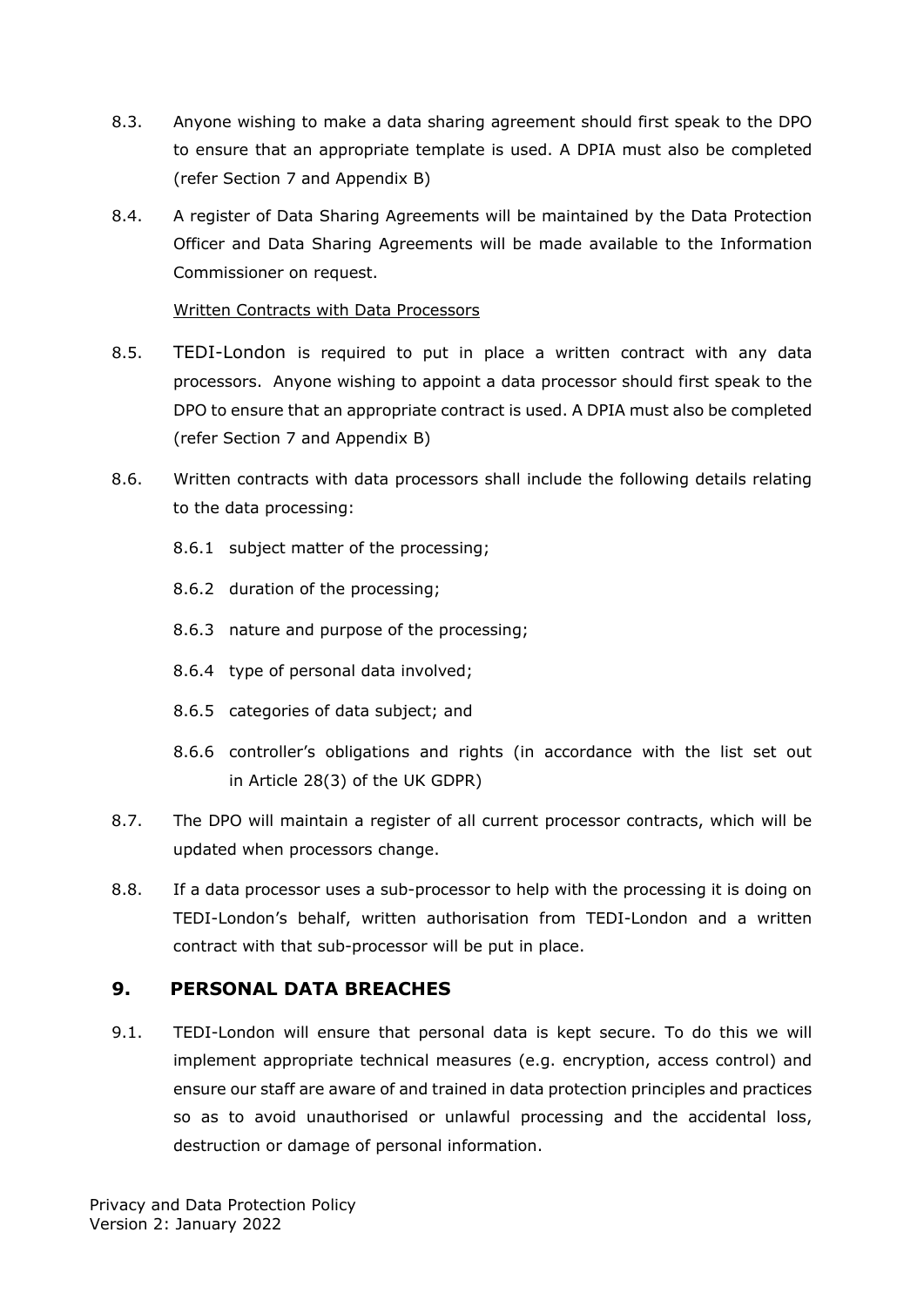8.3. Anyone wishing to make a data sharing agreement should first speak to the DPO to ensure that an appropriate template is used. A DPIA must also be completed (refer Section 7 and Appendix B)

8.4. A register of Data Sharing Agreements will be maintained by the Data Protection Officer and Data Sharing Agreements will be made available to the Information Commissioner on request.

Written Contracts with Data Processors

8.5. TEDI-London is required to put in place a written contract with any data processors. Anyone wishing to appoint a data processor should first speak to the DPO to ensure that an appropriate contract is used. A DPIA must also be completed (refer Section 7 and Appendix B)

8.6. Written contracts with data processors shall include the following details relating to the data processing:

8.6.1 subject matter of the processing;

8.6.2 duration of the processing;

8.6.3 nature and purpose of the processing;

8.6.4 type of personal data involved;

8.6.5 categories of data subject; and

8.6.6 controller's obligations and rights (in accordance with the list set out in Article 28(3) of the UK GDPR)

8.7. The DPO will maintain a register of all current processor contracts, which will be updated when processors change.

8.8. If a data processor uses a sub-processor to help with the processing it is doing on TEDI-London's behalf, written authorisation from TEDI-London and a written contract with that sub-processor will be put in place.

## 9. PERSONAL DATA BREACHES

9.1. TEDI-London will ensure that personal data is kept secure. To do this we will implement appropriate technical measures (e.g. encryption, access control) and ensure our staff are aware of and trained in data protection principles and practices so as to avoid unauthorised or unlawful processing and the accidental loss, destruction or damage of personal information.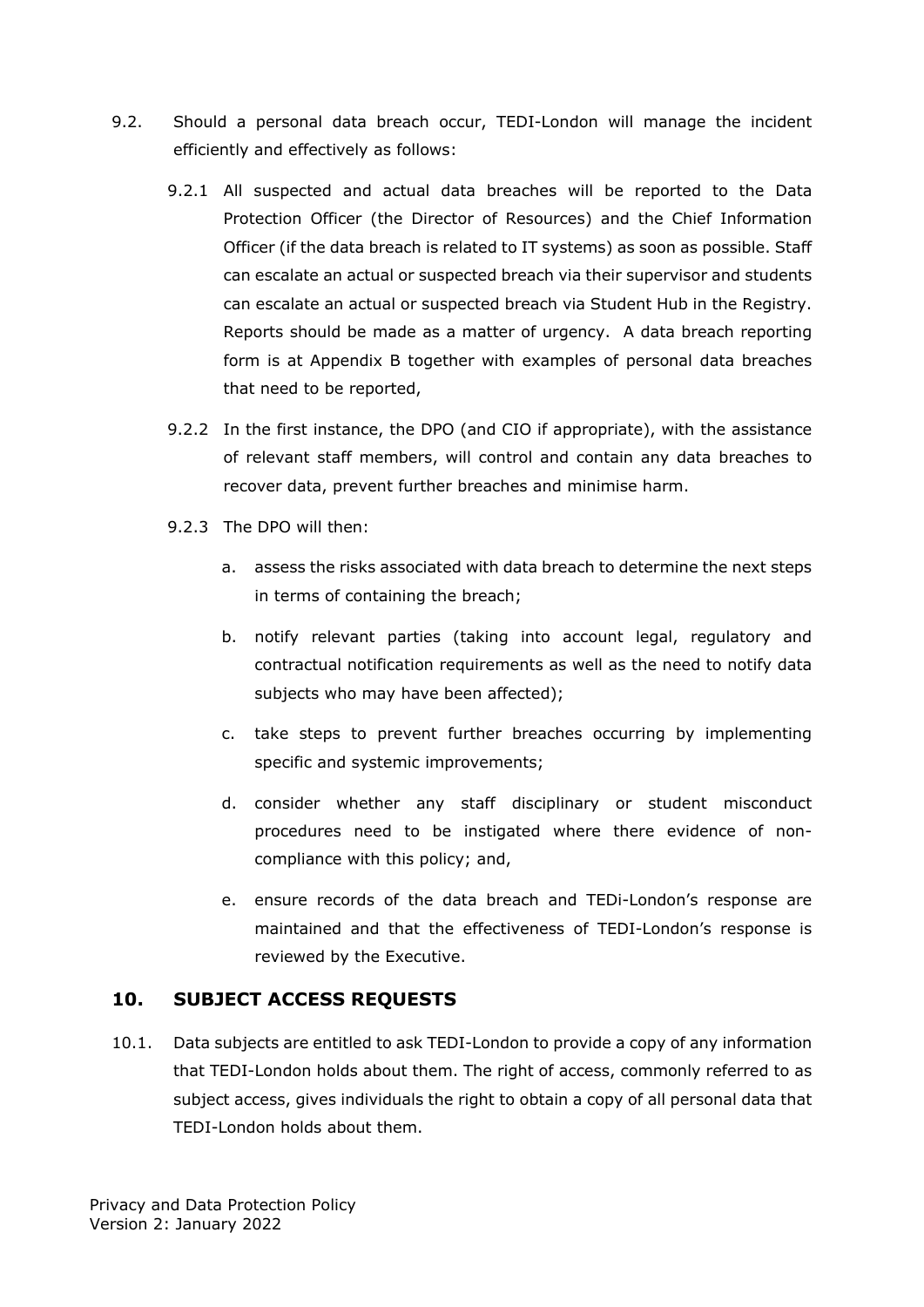9.2. Should a personal data breach occur, TEDI-London will manage the incident efficiently and effectively as follows:

9.2.1 All suspected and actual data breaches will be reported to the Data Protection Officer (the Director of Resources) and the Chief Information Officer (if the data breach is related to IT systems) as soon as possible. Staff can escalate an actual or suspected breach via their supervisor and students can escalate an actual or suspected breach via Student Hub in the Registry. Reports should be made as a matter of urgency. A data breach reporting form is at Appendix B together with examples of personal data breaches that need to be reported,

9.2.2 In the first instance, the DPO (and CIO if appropriate), with the assistance of relevant staff members, will control and contain any data breaches to recover data, prevent further breaches and minimise harm.

9.2.3 The DPO will then:

a. assess the risks associated with data breach to determine the next steps in terms of containing the breach;

b. notify relevant parties (taking into account legal, regulatory and contractual notification requirements as well as the need to notify data subjects who may have been affected);

c. take steps to prevent further breaches occurring by implementing specific and systemic improvements;

d. consider whether any staff disciplinary or student misconduct procedures need to be instigated where there evidence of non-compliance with this policy; and,

e. ensure records of the data breach and TEDi-London's response are maintained and that the effectiveness of TEDI-London's response is reviewed by the Executive.

## 10. SUBJECT ACCESS REQUESTS

10.1. Data subjects are entitled to ask TEDI-London to provide a copy of any information that TEDI-London holds about them. The right of access, commonly referred to as subject access, gives individuals the right to obtain a copy of all personal data that TEDI-London holds about them.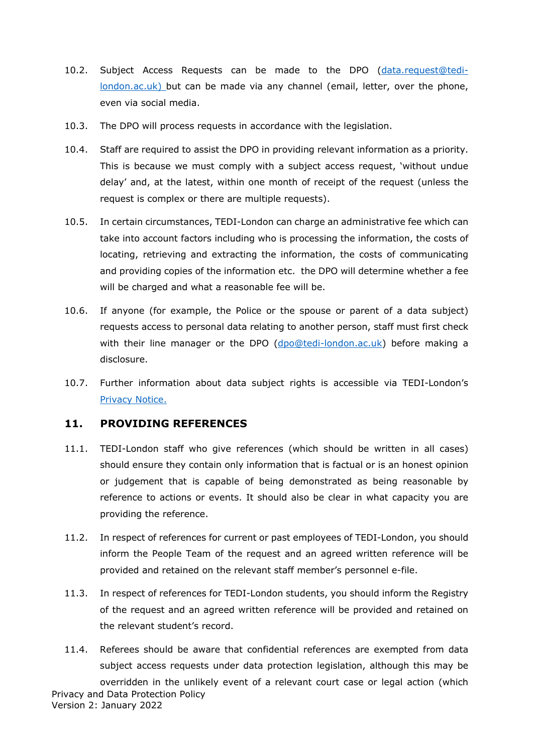10.2. Subject Access Requests can be made to the DPO ([data.request@tedi-london.ac.uk](mailto:data.request@tedi-london.ac.uk)) but can be made via any channel (email, letter, over the phone, even via social media.

10.3. The DPO will process requests in accordance with the legislation.

10.4. Staff are required to assist the DPO in providing relevant information as a priority. This is because we must comply with a subject access request, 'without undue delay' and, at the latest, within one month of receipt of the request (unless the request is complex or there are multiple requests).

10.5. In certain circumstances, TEDI-London can charge an administrative fee which can take into account factors including who is processing the information, the costs of locating, retrieving and extracting the information, the costs of communicating and providing copies of the information etc. the DPO will determine whether a fee will be charged and what a reasonable fee will be.

10.6. If anyone (for example, the Police or the spouse or parent of a data subject) requests access to personal data relating to another person, staff must first check with their line manager or the DPO ([dpo@tedi-london.ac.uk](mailto:dpo@tedi-london.ac.uk)) before making a disclosure.

10.7. Further information about data subject rights is accessible via TEDI-London's Privacy Notice.

## 11. PROVIDING REFERENCES

11.1. TEDI-London staff who give references (which should be written in all cases) should ensure they contain only information that is factual or is an honest opinion or judgement that is capable of being demonstrated as being reasonable by reference to actions or events. It should also be clear in what capacity you are providing the reference.

11.2. In respect of references for current or past employees of TEDI-London, you should inform the People Team of the request and an agreed written reference will be provided and retained on the relevant staff member's personnel e-file.

11.3. In respect of references for TEDI-London students, you should inform the Registry of the request and an agreed written reference will be provided and retained on the relevant student's record.

11.4. Referees should be aware that confidential references are exempted from data subject access requests under data protection legislation, although this may be overridden in the unlikely event of a relevant court case or legal action (which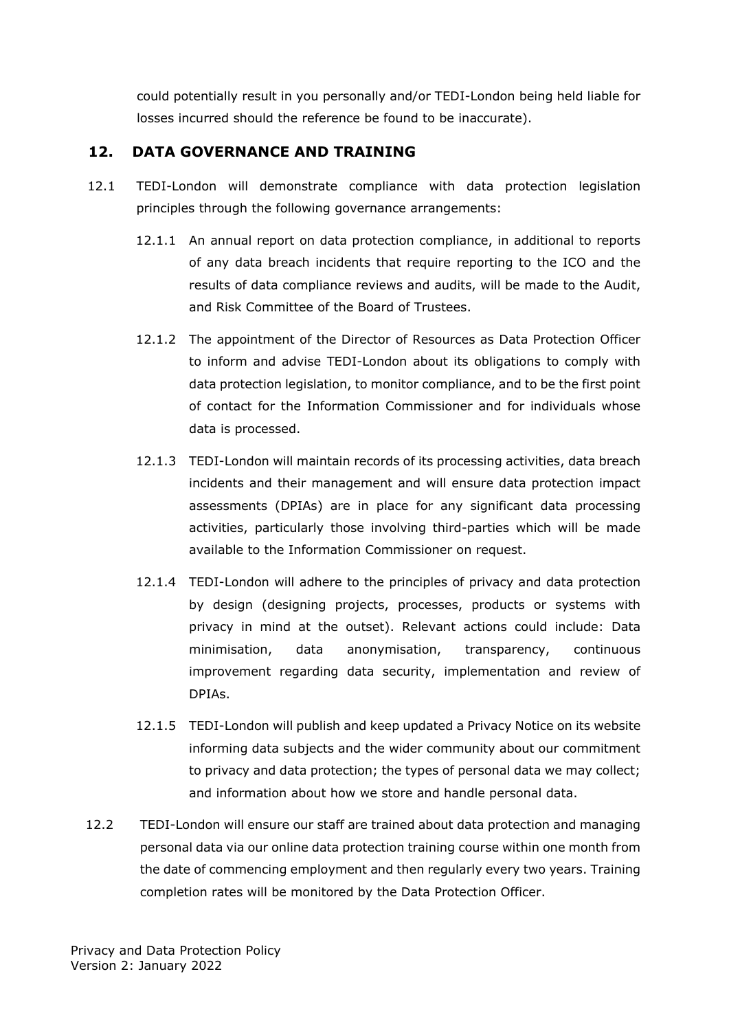could potentially result in you personally and/or TEDI-London being held liable for losses incurred should the reference be found to be inaccurate).

## 12. DATA GOVERNANCE AND TRAINING

12.1 TEDI-London will demonstrate compliance with data protection legislation principles through the following governance arrangements:

12.1.1 An annual report on data protection compliance, in additional to reports of any data breach incidents that require reporting to the ICO and the results of data compliance reviews and audits, will be made to the Audit, and Risk Committee of the Board of Trustees.

12.1.2 The appointment of the Director of Resources as Data Protection Officer to inform and advise TEDI-London about its obligations to comply with data protection legislation, to monitor compliance, and to be the first point of contact for the Information Commissioner and for individuals whose data is processed.

12.1.3 TEDI-London will maintain records of its processing activities, data breach incidents and their management and will ensure data protection impact assessments (DPIAs) are in place for any significant data processing activities, particularly those involving third-parties which will be made available to the Information Commissioner on request.

12.1.4 TEDI-London will adhere to the principles of privacy and data protection by design (designing projects, processes, products or systems with privacy in mind at the outset). Relevant actions could include: Data minimisation, data anonymisation, transparency, continuous improvement regarding data security, implementation and review of DPIAs.

12.1.5 TEDI-London will publish and keep updated a Privacy Notice on its website informing data subjects and the wider community about our commitment to privacy and data protection; the types of personal data we may collect; and information about how we store and handle personal data.

12.2 TEDI-London will ensure our staff are trained about data protection and managing personal data via our online data protection training course within one month from the date of commencing employment and then regularly every two years. Training completion rates will be monitored by the Data Protection Officer.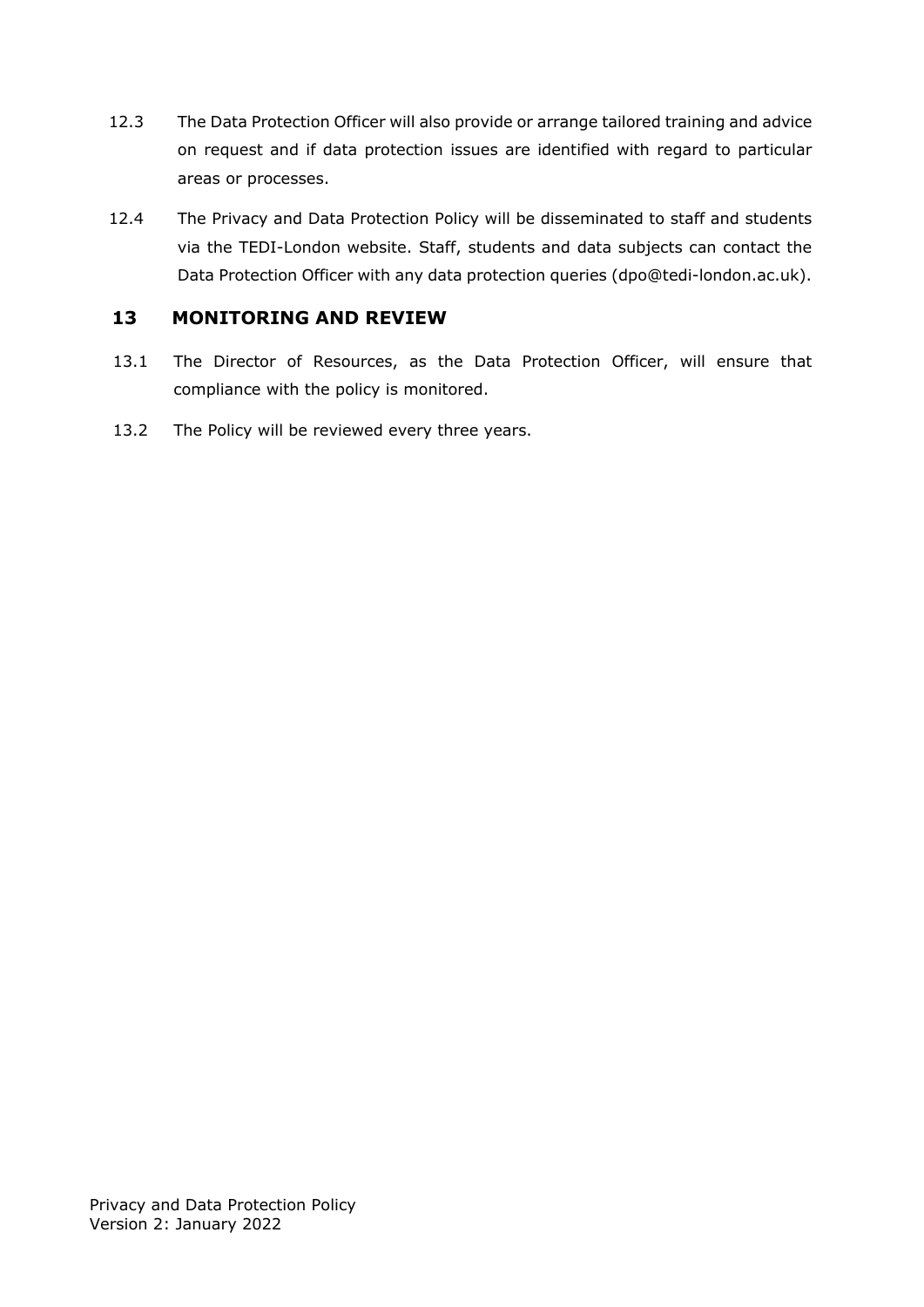12.3 The Data Protection Officer will also provide or arrange tailored training and advice on request and if data protection issues are identified with regard to particular areas or processes.

12.4 The Privacy and Data Protection Policy will be disseminated to staff and students via the TEDI-London website. Staff, students and data subjects can contact the Data Protection Officer with any data protection queries (dpo@tedi-london.ac.uk).

## 13 MONITORING AND REVIEW

13.1 The Director of Resources, as the Data Protection Officer, will ensure that compliance with the policy is monitored.

13.2 The Policy will be reviewed every three years.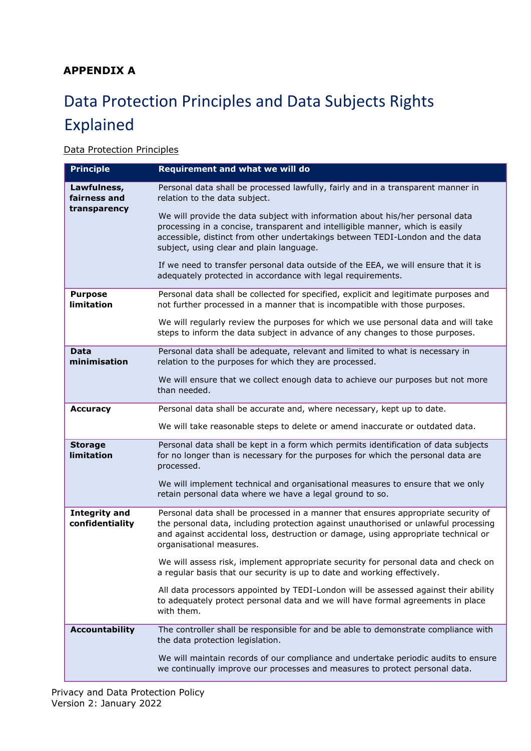**APPENDIX A**

# Data Protection Principles and Data Subjects Rights Explained

Data Protection Principles

| Principle | Requirement and what we will do |
|---|---|
| **Lawfulness, fairness and transparency** | Personal data shall be processed lawfully, fairly and in a transparent manner in relation to the data subject.<br><br>We will provide the data subject with information about his/her personal data processing in a concise, transparent and intelligible manner, which is easily accessible, distinct from other undertakings between TEDI-London and the data subject, using clear and plain language.<br><br>If we need to transfer personal data outside of the EEA, we will ensure that it is adequately protected in accordance with legal requirements. |
| **Purpose limitation** | Personal data shall be collected for specified, explicit and legitimate purposes and not further processed in a manner that is incompatible with those purposes.<br><br>We will regularly review the purposes for which we use personal data and will take steps to inform the data subject in advance of any changes to those purposes. |
| **Data minimisation** | Personal data shall be adequate, relevant and limited to what is necessary in relation to the purposes for which they are processed.<br><br>We will ensure that we collect enough data to achieve our purposes but not more than needed. |
| **Accuracy** | Personal data shall be accurate and, where necessary, kept up to date.<br><br>We will take reasonable steps to delete or amend inaccurate or outdated data. |
| **Storage limitation** | Personal data shall be kept in a form which permits identification of data subjects for no longer than is necessary for the purposes for which the personal data are processed.<br><br>We will implement technical and organisational measures to ensure that we only retain personal data where we have a legal ground to so. |
| **Integrity and confidentiality** | Personal data shall be processed in a manner that ensures appropriate security of the personal data, including protection against unauthorised or unlawful processing and against accidental loss, destruction or damage, using appropriate technical or organisational measures.<br><br>We will assess risk, implement appropriate security for personal data and check on a regular basis that our security is up to date and working effectively.<br><br>All data processors appointed by TEDI-London will be assessed against their ability to adequately protect personal data and we will have formal agreements in place with them. |
| **Accountability** | The controller shall be responsible for and be able to demonstrate compliance with the data protection legislation.<br><br>We will maintain records of our compliance and undertake periodic audits to ensure we continually improve our processes and measures to protect personal data. |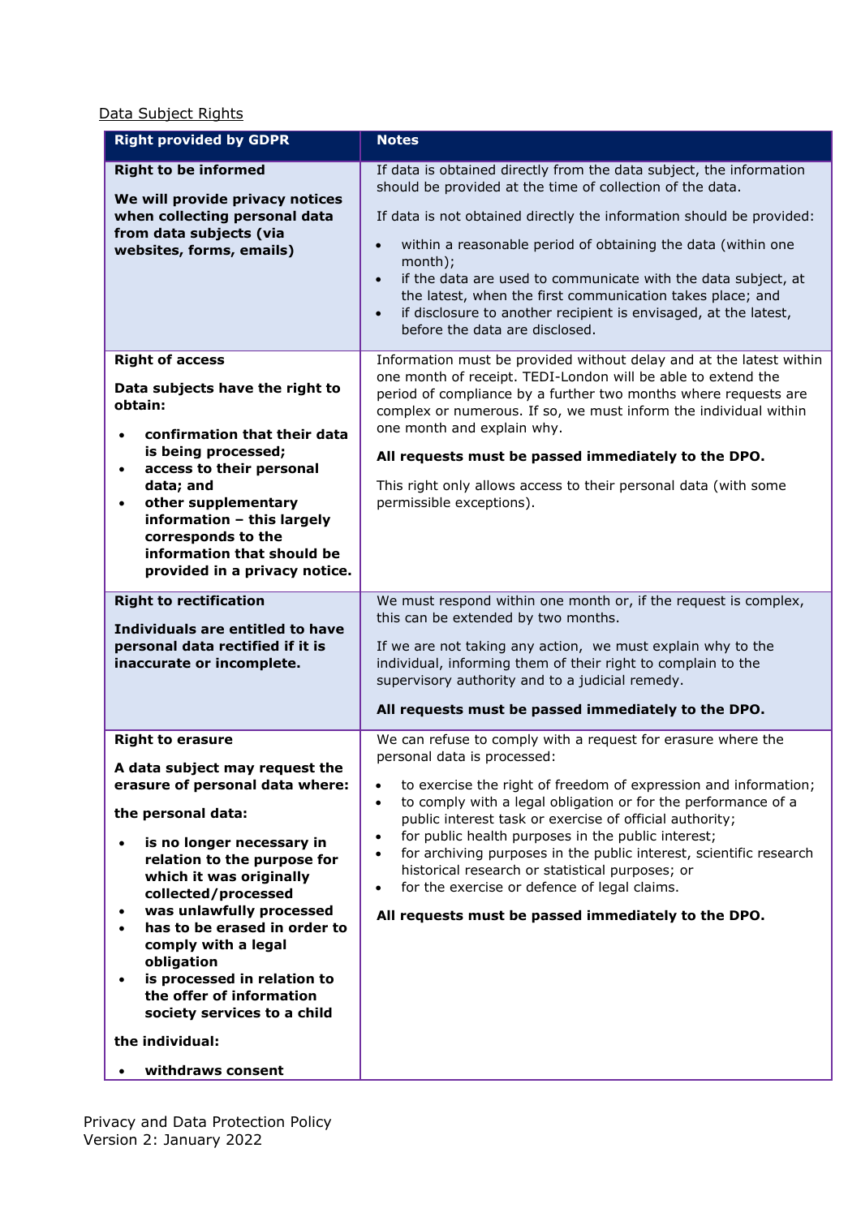Data Subject Rights

| Right provided by GDPR | Notes |
|---|---|
| **Right to be informed**<br><br>**We will provide privacy notices when collecting personal data from data subjects (via websites, forms, emails)** | If data is obtained directly from the data subject, the information should be provided at the time of collection of the data.<br><br>If data is not obtained directly the information should be provided:<br><br>• within a reasonable period of obtaining the data (within one month);<br>• if the data are used to communicate with the data subject, at the latest, when the first communication takes place; and<br>• if disclosure to another recipient is envisaged, at the latest, before the data are disclosed. |
| **Right of access**<br><br>**Data subjects have the right to obtain:**<br><br>• **confirmation that their data is being processed;**<br>• **access to their personal data; and**<br>• **other supplementary information – this largely corresponds to the information that should be provided in a privacy notice.** | Information must be provided without delay and at the latest within one month of receipt. TEDI-London will be able to extend the period of compliance by a further two months where requests are complex or numerous. If so, we must inform the individual within one month and explain why.<br><br>**All requests must be passed immediately to the DPO.**<br><br>This right only allows access to their personal data (with some permissible exceptions). |
| **Right to rectification**<br><br>**Individuals are entitled to have personal data rectified if it is inaccurate or incomplete.** | We must respond within one month or, if the request is complex, this can be extended by two months.<br><br>If we are not taking any action, we must explain why to the individual, informing them of their right to complain to the supervisory authority and to a judicial remedy.<br><br>**All requests must be passed immediately to the DPO.** |
| **Right to erasure**<br><br>**A data subject may request the erasure of personal data where:**<br><br>**the personal data:**<br><br>• **is no longer necessary in relation to the purpose for which it was originally collected/processed**<br>• **was unlawfully processed**<br>• **has to be erased in order to comply with a legal obligation**<br>• **is processed in relation to the offer of information society services to a child**<br><br>**the individual:**<br><br>• **withdraws consent** | We can refuse to comply with a request for erasure where the personal data is processed:<br><br>• to exercise the right of freedom of expression and information;<br>• to comply with a legal obligation or for the performance of a public interest task or exercise of official authority;<br>• for public health purposes in the public interest;<br>• for archiving purposes in the public interest, scientific research historical research or statistical purposes; or<br>• for the exercise or defence of legal claims.<br><br>**All requests must be passed immediately to the DPO.** |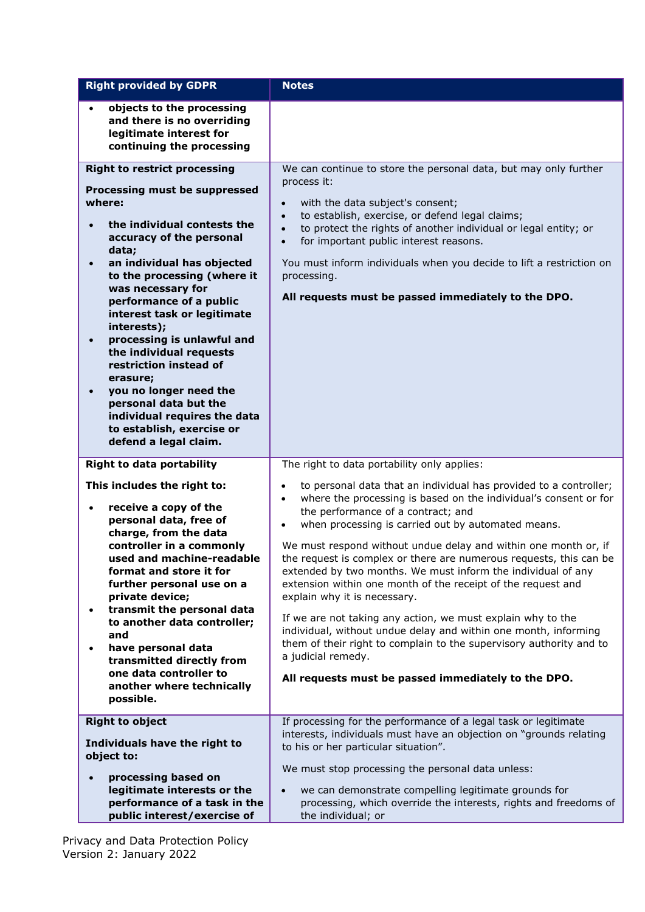| Right provided by GDPR | Notes |
| --- | --- |
| • **objects to the processing and there is no overriding legitimate interest for continuing the processing** | |
| **Right to restrict processing**<br><br>**Processing must be suppressed where:**<br><br>• **the individual contests the accuracy of the personal data;**<br>• **an individual has objected to the processing (where it was necessary for performance of a public interest task or legitimate interests);**<br>• **processing is unlawful and the individual requests restriction instead of erasure;**<br>• **you no longer need the personal data but the individual requires the data to establish, exercise or defend a legal claim.** | We can continue to store the personal data, but may only further process it:<br><br>• with the data subject's consent;<br>• to establish, exercise, or defend legal claims;<br>• to protect the rights of another individual or legal entity; or<br>• for important public interest reasons.<br><br>You must inform individuals when you decide to lift a restriction on processing.<br><br>**All requests must be passed immediately to the DPO.** |
| **Right to data portability**<br><br>**This includes the right to:**<br><br>• **receive a copy of the personal data, free of charge, from the data controller in a commonly used and machine-readable format and store it for further personal use on a private device;**<br>• **transmit the personal data to another data controller; and**<br>• **have personal data transmitted directly from one data controller to another where technically possible.** | The right to data portability only applies:<br><br>• to personal data that an individual has provided to a controller;<br>• where the processing is based on the individual's consent or for the performance of a contract; and<br>• when processing is carried out by automated means.<br><br>We must respond without undue delay and within one month or, if the request is complex or there are numerous requests, this can be extended by two months. We must inform the individual of any extension within one month of the receipt of the request and explain why it is necessary.<br><br>If we are not taking any action, we must explain why to the individual, without undue delay and within one month, informing them of their right to complain to the supervisory authority and to a judicial remedy.<br><br>**All requests must be passed immediately to the DPO.** |
| **Right to object**<br><br>**Individuals have the right to object to:**<br><br>• **processing based on legitimate interests or the performance of a task in the public interest/exercise of** | If processing for the performance of a legal task or legitimate interests, individuals must have an objection on "grounds relating to his or her particular situation".<br><br>We must stop processing the personal data unless:<br><br>• we can demonstrate compelling legitimate grounds for processing, which override the interests, rights and freedoms of the individual; or |

Privacy and Data Protection Policy
Version 2: January 2022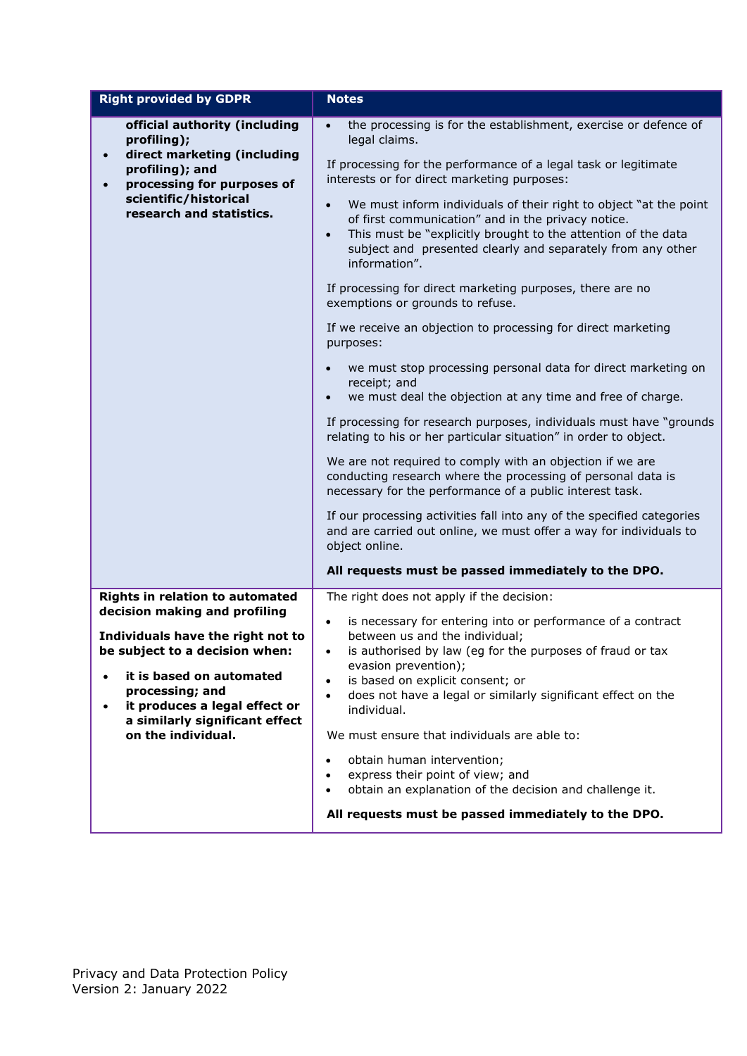| Right provided by GDPR | Notes |
|---|---|
| **official authority (including profiling);**<br>• **direct marketing (including profiling); and**<br>• **processing for purposes of scientific/historical research and statistics.** | • the processing is for the establishment, exercise or defence of legal claims.<br><br>If processing for the performance of a legal task or legitimate interests or for direct marketing purposes:<br><br>• We must inform individuals of their right to object "at the point of first communication" and in the privacy notice.<br>• This must be "explicitly brought to the attention of the data subject and presented clearly and separately from any other information".<br><br>If processing for direct marketing purposes, there are no exemptions or grounds to refuse.<br><br>If we receive an objection to processing for direct marketing purposes:<br><br>• we must stop processing personal data for direct marketing on receipt; and<br>• we must deal the objection at any time and free of charge.<br><br>If processing for research purposes, individuals must have "grounds relating to his or her particular situation" in order to object.<br><br>We are not required to comply with an objection if we are conducting research where the processing of personal data is necessary for the performance of a public interest task.<br><br>If our processing activities fall into any of the specified categories and are carried out online, we must offer a way for individuals to object online.<br><br>**All requests must be passed immediately to the DPO.** |
| **Rights in relation to automated decision making and profiling**<br><br>**Individuals have the right not to be subject to a decision when:**<br><br>• **it is based on automated processing; and**<br>• **it produces a legal effect or a similarly significant effect on the individual.** | The right does not apply if the decision:<br><br>• is necessary for entering into or performance of a contract between us and the individual;<br>• is authorised by law (eg for the purposes of fraud or tax evasion prevention);<br>• is based on explicit consent; or<br>• does not have a legal or similarly significant effect on the individual.<br><br>We must ensure that individuals are able to:<br><br>• obtain human intervention;<br>• express their point of view; and<br>• obtain an explanation of the decision and challenge it.<br><br>**All requests must be passed immediately to the DPO.** |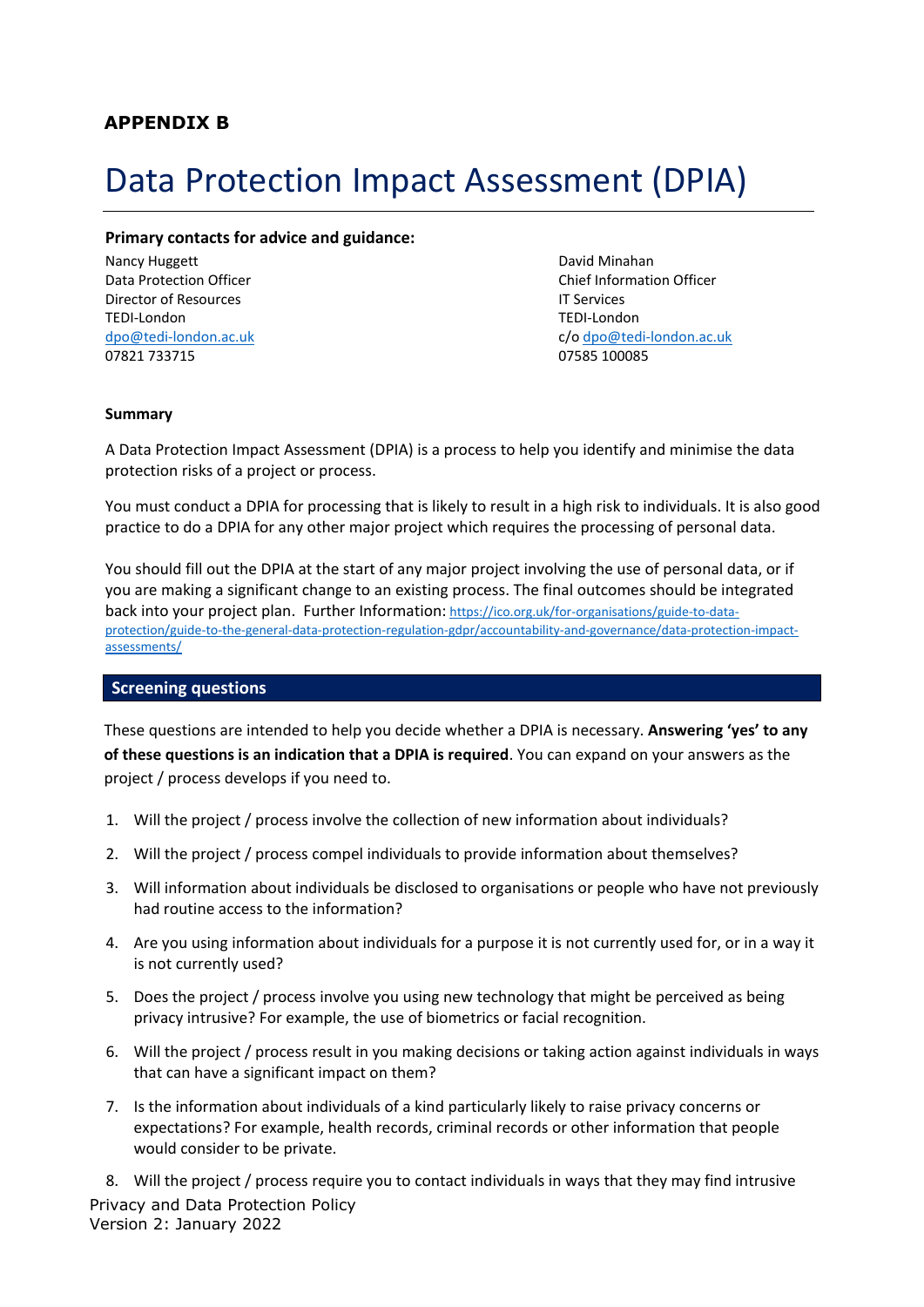**APPENDIX B**

# Data Protection Impact Assessment (DPIA)

**Primary contacts for advice and guidance:**

Nancy Huggett
Data Protection Officer
Director of Resources
TEDI-London
dpo@tedi-london.ac.uk
07821 733715

David Minahan
Chief Information Officer
IT Services
TEDI-London
c/o dpo@tedi-london.ac.uk
07585 100085

**Summary**

A Data Protection Impact Assessment (DPIA) is a process to help you identify and minimise the data protection risks of a project or process.

You must conduct a DPIA for processing that is likely to result in a high risk to individuals. It is also good practice to do a DPIA for any other major project which requires the processing of personal data.

You should fill out the DPIA at the start of any major project involving the use of personal data, or if you are making a significant change to an existing process. The final outcomes should be integrated back into your project plan. Further Information: https://ico.org.uk/for-organisations/guide-to-data-protection/guide-to-the-general-data-protection-regulation-gdpr/accountability-and-governance/data-protection-impact-assessments/

## Screening questions

These questions are intended to help you decide whether a DPIA is necessary. **Answering 'yes' to any of these questions is an indication that a DPIA is required**. You can expand on your answers as the project / process develops if you need to.

1. Will the project / process involve the collection of new information about individuals?
2. Will the project / process compel individuals to provide information about themselves?
3. Will information about individuals be disclosed to organisations or people who have not previously had routine access to the information?
4. Are you using information about individuals for a purpose it is not currently used for, or in a way it is not currently used?
5. Does the project / process involve you using new technology that might be perceived as being privacy intrusive? For example, the use of biometrics or facial recognition.
6. Will the project / process result in you making decisions or taking action against individuals in ways that can have a significant impact on them?
7. Is the information about individuals of a kind particularly likely to raise privacy concerns or expectations? For example, health records, criminal records or other information that people would consider to be private.
8. Will the project / process require you to contact individuals in ways that they may find intrusive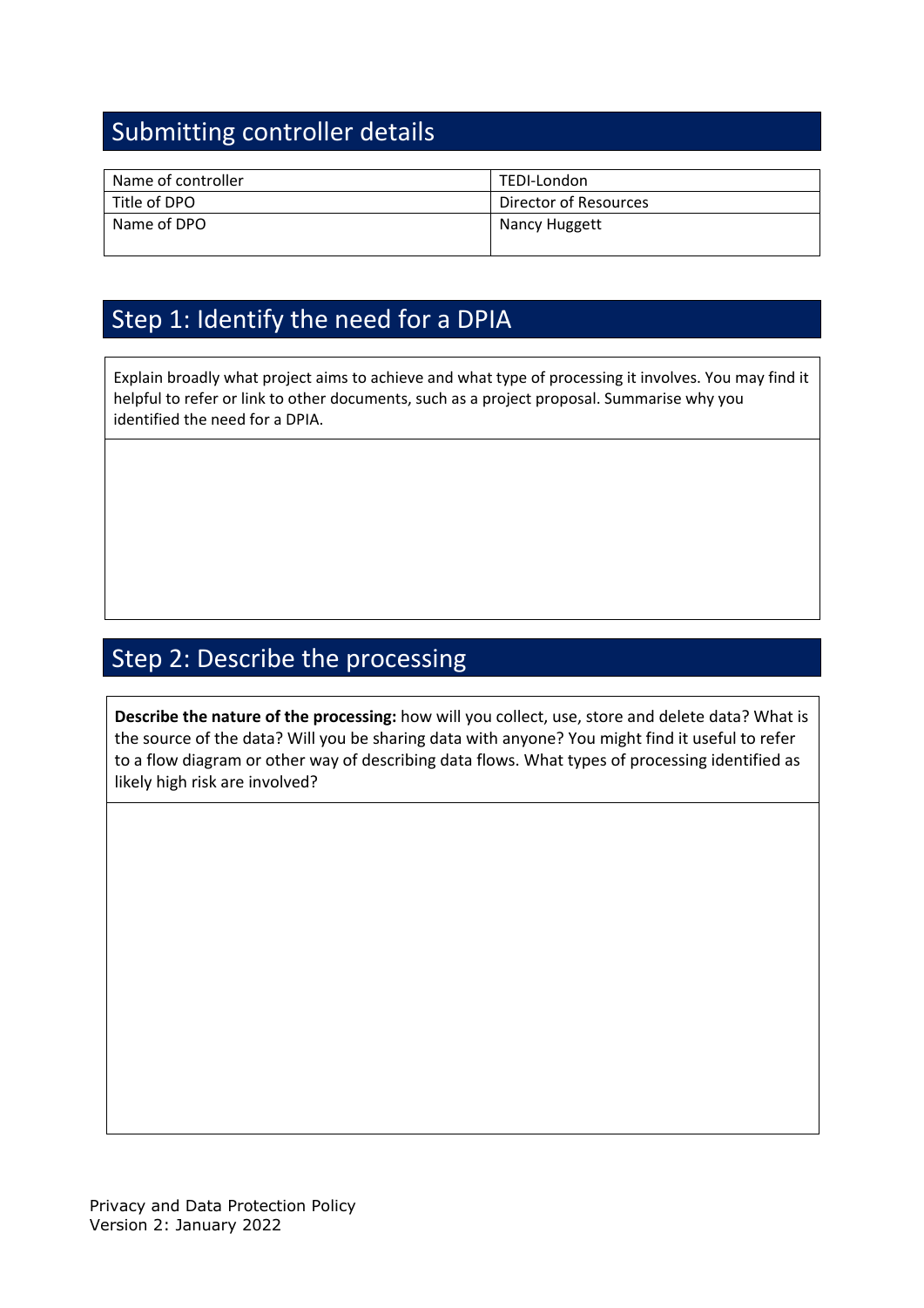## Submitting controller details

| Name of controller | TEDI-London |
|---|---|
| Title of DPO | Director of Resources |
| Name of DPO | Nancy Huggett |

## Step 1: Identify the need for a DPIA

Explain broadly what project aims to achieve and what type of processing it involves. You may find it helpful to refer or link to other documents, such as a project proposal. Summarise why you identified the need for a DPIA.

## Step 2: Describe the processing

**Describe the nature of the processing:** how will you collect, use, store and delete data? What is the source of the data? Will you be sharing data with anyone? You might find it useful to refer to a flow diagram or other way of describing data flows. What types of processing identified as likely high risk are involved?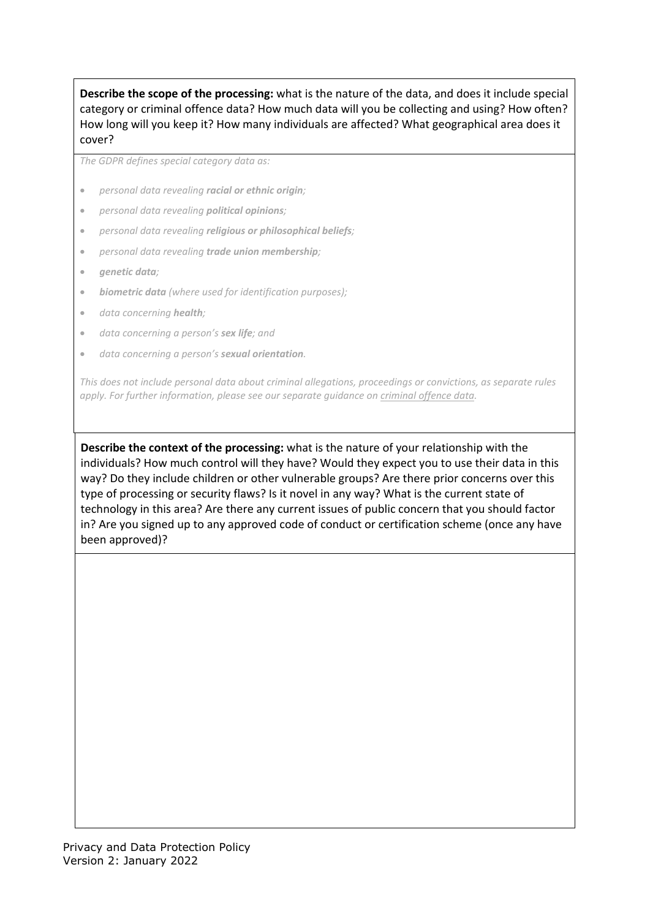**Describe the scope of the processing:** what is the nature of the data, and does it include special category or criminal offence data? How much data will you be collecting and using? How often? How long will you keep it? How many individuals are affected? What geographical area does it cover?

*The GDPR defines special category data as:*

- *personal data revealing **racial or ethnic origin**;*
- *personal data revealing **political opinions**;*
- *personal data revealing **religious or philosophical beliefs**;*
- *personal data revealing **trade union membership**;*
- ***genetic data**;*
- ***biometric data** (where used for identification purposes);*
- *data concerning **health**;*
- *data concerning a person's **sex life**; and*
- *data concerning a person's **sexual orientation**.*

*This does not include personal data about criminal allegations, proceedings or convictions, as separate rules apply. For further information, please see our separate guidance on criminal offence data.*

**Describe the context of the processing:** what is the nature of your relationship with the individuals? How much control will they have? Would they expect you to use their data in this way? Do they include children or other vulnerable groups? Are there prior concerns over this type of processing or security flaws? Is it novel in any way? What is the current state of technology in this area? Are there any current issues of public concern that you should factor in? Are you signed up to any approved code of conduct or certification scheme (once any have been approved)?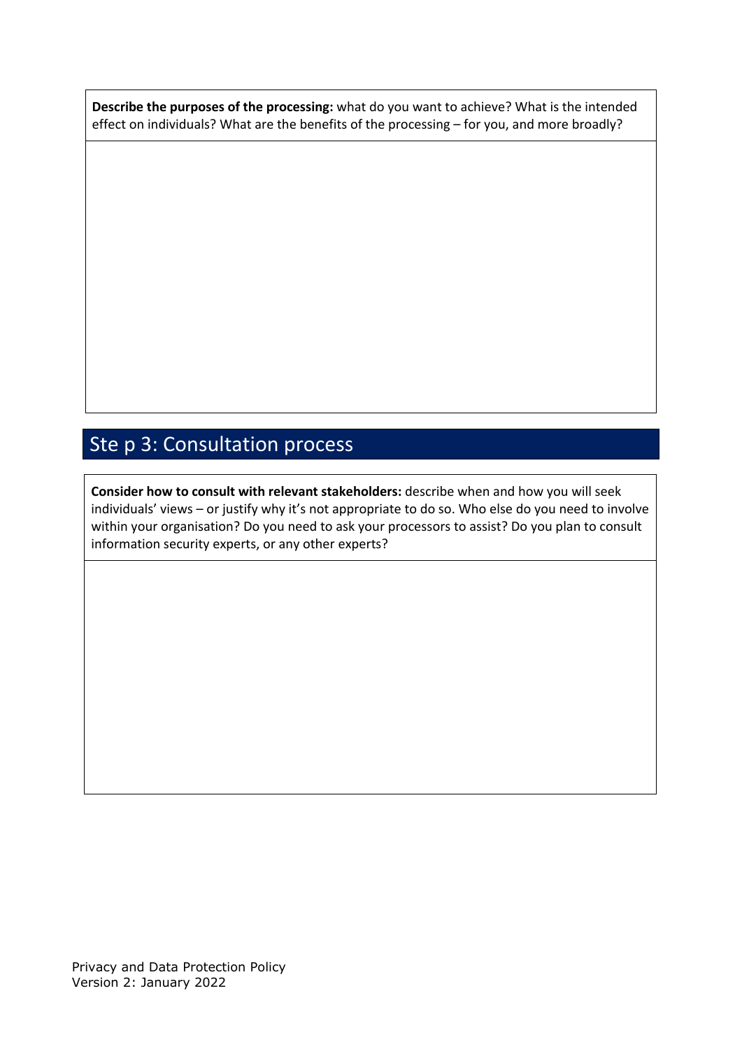**Describe the purposes of the processing:** what do you want to achieve? What is the intended effect on individuals? What are the benefits of the processing – for you, and more broadly?

## Ste p 3: Consultation process

**Consider how to consult with relevant stakeholders:** describe when and how you will seek individuals' views – or justify why it's not appropriate to do so. Who else do you need to involve within your organisation? Do you need to ask your processors to assist? Do you plan to consult information security experts, or any other experts?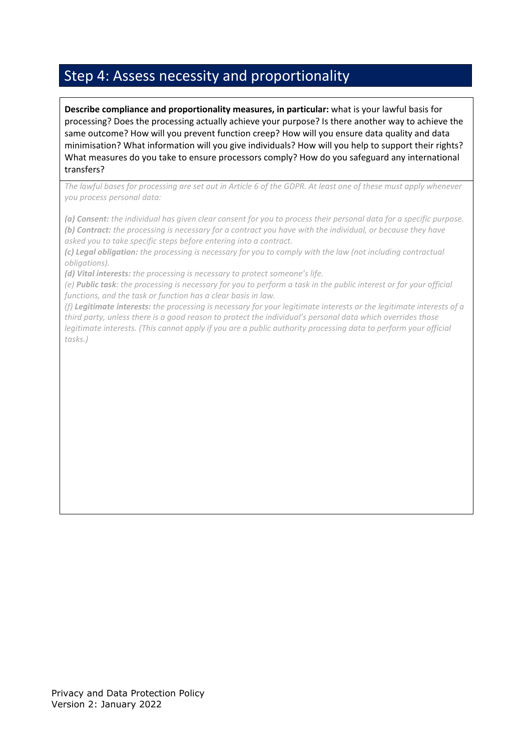## Step 4: Assess necessity and proportionality

**Describe compliance and proportionality measures, in particular:** what is your lawful basis for processing? Does the processing actually achieve your purpose? Is there another way to achieve the same outcome? How will you prevent function creep? How will you ensure data quality and data minimisation? What information will you give individuals? How will you help to support their rights? What measures do you take to ensure processors comply? How do you safeguard any international transfers?

*The lawful bases for processing are set out in Article 6 of the GDPR. At least one of these must apply whenever you process personal data:*

***(a) Consent:*** *the individual has given clear consent for you to process their personal data for a specific purpose.*
***(b) Contract:*** *the processing is necessary for a contract you have with the individual, or because they have asked you to take specific steps before entering into a contract.*
***(c) Legal obligation:*** *the processing is necessary for you to comply with the law (not including contractual obligations).*
***(d) Vital interests:*** *the processing is necessary to protect someone's life.*
*(e)* ***Public task****: the processing is necessary for you to perform a task in the public interest or for your official functions, and the task or function has a clear basis in law.*
*(f)* ***Legitimate interests:*** *the processing is necessary for your legitimate interests or the legitimate interests of a third party, unless there is a good reason to protect the individual's personal data which overrides those legitimate interests. (This cannot apply if you are a public authority processing data to perform your official tasks.)*

Privacy and Data Protection Policy
Version 2: January 2022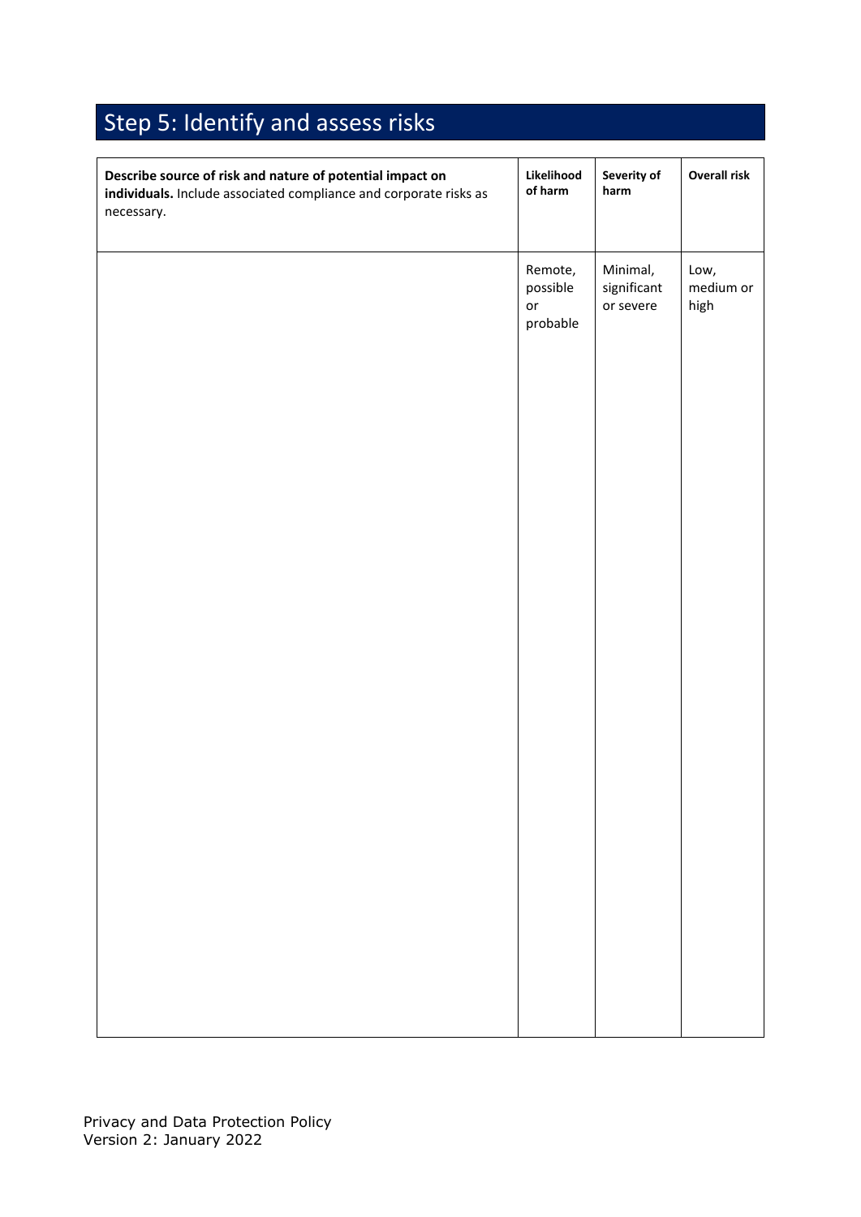## Step 5: Identify and assess risks

| **Describe source of risk and nature of potential impact on individuals.** Include associated compliance and corporate risks as necessary. | **Likelihood of harm** | **Severity of harm** | **Overall risk** |
|---|---|---|---|
| | Remote, possible or probable | Minimal, significant or severe | Low, medium or high |

Privacy and Data Protection Policy
Version 2: January 2022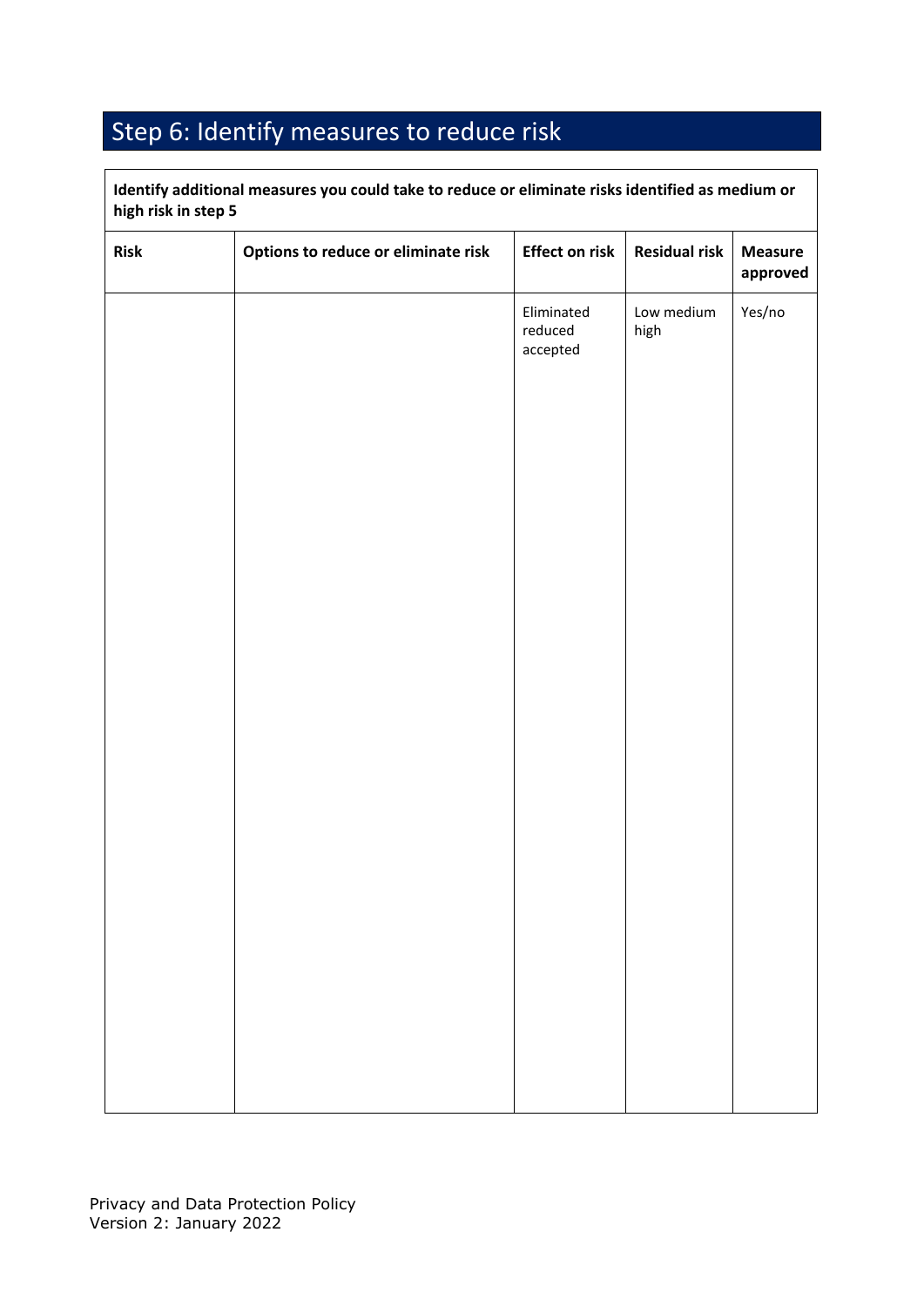## Step 6: Identify measures to reduce risk

| **Identify additional measures you could take to reduce or eliminate risks identified as medium or high risk in step 5** | | | | |
|---|---|---|---|---|
| **Risk** | **Options to reduce or eliminate risk** | **Effect on risk** | **Residual risk** | **Measure approved** |
| | | Eliminated reduced accepted | Low medium high | Yes/no |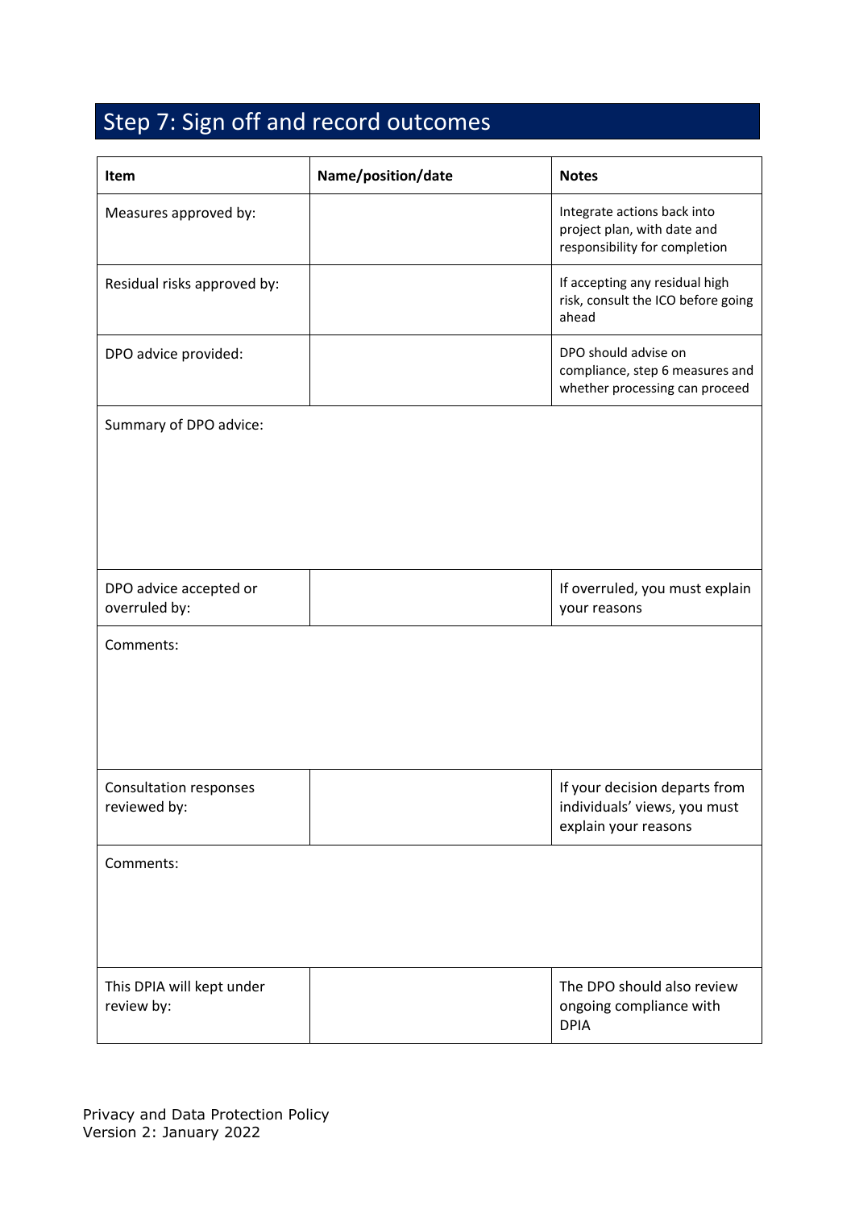## Step 7: Sign off and record outcomes

| Item | Name/position/date | Notes |
|---|---|---|
| Measures approved by: | | Integrate actions back into project plan, with date and responsibility for completion |
| Residual risks approved by: | | If accepting any residual high risk, consult the ICO before going ahead |
| DPO advice provided: | | DPO should advise on compliance, step 6 measures and whether processing can proceed |
| Summary of DPO advice: | | |
| DPO advice accepted or overruled by: | | If overruled, you must explain your reasons |
| Comments: | | |
| Consultation responses reviewed by: | | If your decision departs from individuals' views, you must explain your reasons |
| Comments: | | |
| This DPIA will kept under review by: | | The DPO should also review ongoing compliance with DPIA |

Privacy and Data Protection Policy
Version 2: January 2022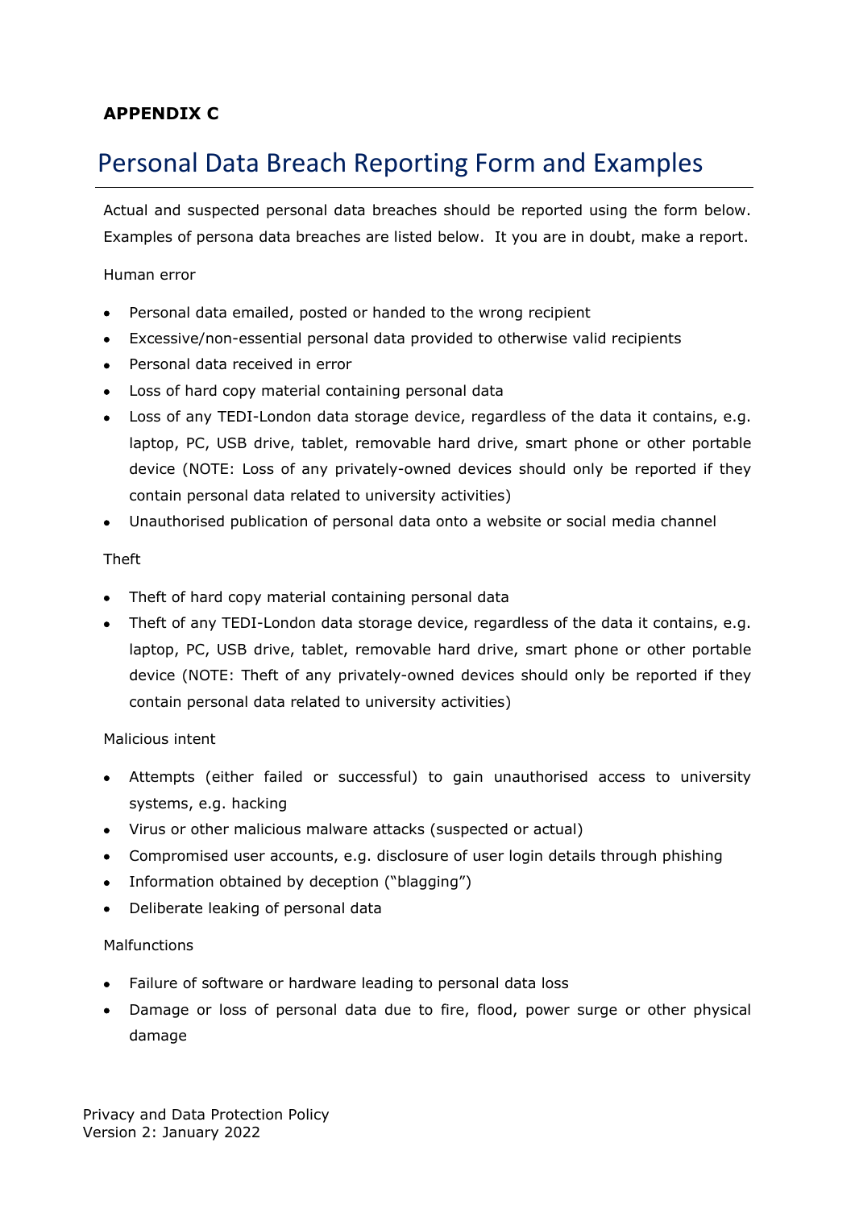**APPENDIX C**

# Personal Data Breach Reporting Form and Examples

Actual and suspected personal data breaches should be reported using the form below. Examples of persona data breaches are listed below. It you are in doubt, make a report.

Human error

- Personal data emailed, posted or handed to the wrong recipient
- Excessive/non-essential personal data provided to otherwise valid recipients
- Personal data received in error
- Loss of hard copy material containing personal data
- Loss of any TEDI-London data storage device, regardless of the data it contains, e.g. laptop, PC, USB drive, tablet, removable hard drive, smart phone or other portable device (NOTE: Loss of any privately-owned devices should only be reported if they contain personal data related to university activities)
- Unauthorised publication of personal data onto a website or social media channel

Theft

- Theft of hard copy material containing personal data
- Theft of any TEDI-London data storage device, regardless of the data it contains, e.g. laptop, PC, USB drive, tablet, removable hard drive, smart phone or other portable device (NOTE: Theft of any privately-owned devices should only be reported if they contain personal data related to university activities)

Malicious intent

- Attempts (either failed or successful) to gain unauthorised access to university systems, e.g. hacking
- Virus or other malicious malware attacks (suspected or actual)
- Compromised user accounts, e.g. disclosure of user login details through phishing
- Information obtained by deception ("blagging")
- Deliberate leaking of personal data

Malfunctions

- Failure of software or hardware leading to personal data loss
- Damage or loss of personal data due to fire, flood, power surge or other physical damage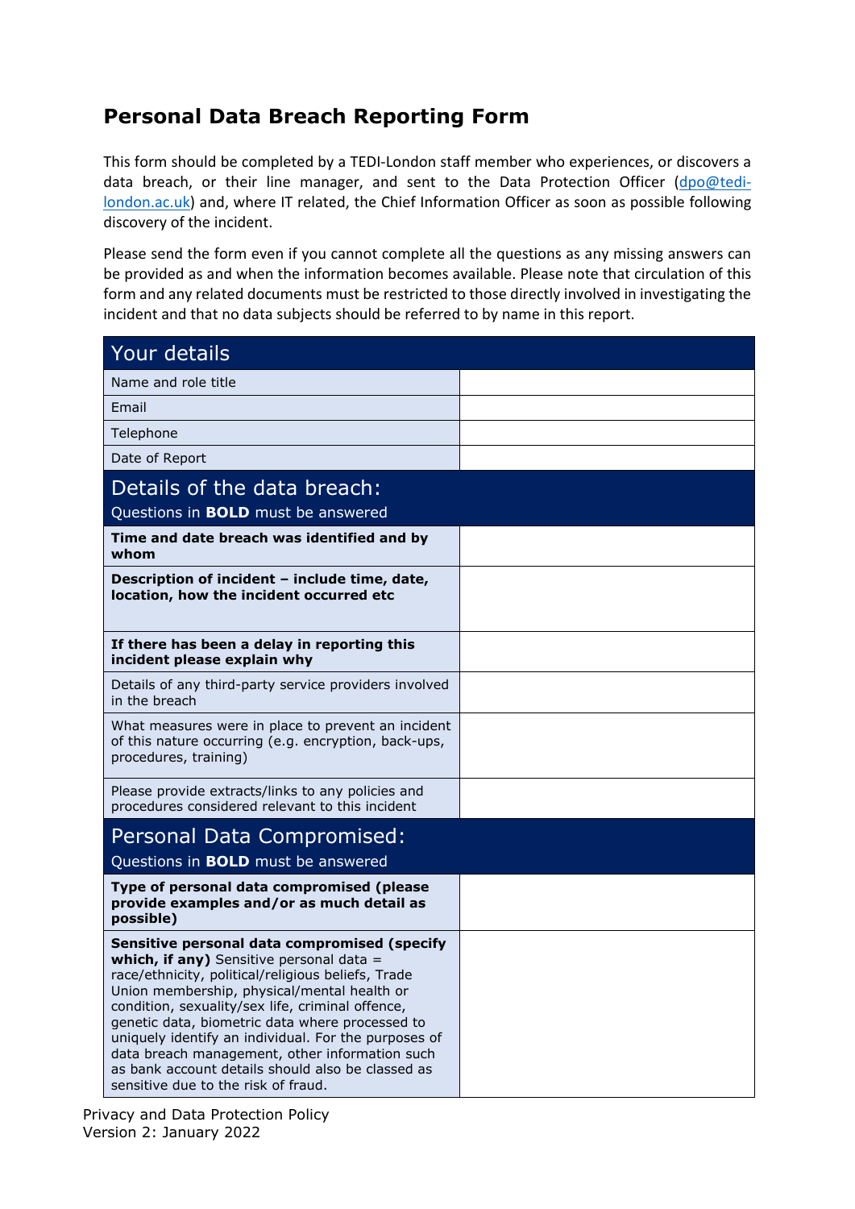# Personal Data Breach Reporting Form

This form should be completed by a TEDI-London staff member who experiences, or discovers a data breach, or their line manager, and sent to the Data Protection Officer (dpo@tedi-london.ac.uk) and, where IT related, the Chief Information Officer as soon as possible following discovery of the incident.

Please send the form even if you cannot complete all the questions as any missing answers can be provided as and when the information becomes available. Please note that circulation of this form and any related documents must be restricted to those directly involved in investigating the incident and that no data subjects should be referred to by name in this report.

| Your details | |
|---|---|
| Name and role title | |
| Email | |
| Telephone | |
| Date of Report | |
| **Details of the data breach:** Questions in **BOLD** must be answered | |
| **Time and date breach was identified and by whom** | |
| **Description of incident – include time, date, location, how the incident occurred etc** | |
| **If there has been a delay in reporting this incident please explain why** | |
| Details of any third-party service providers involved in the breach | |
| What measures were in place to prevent an incident of this nature occurring (e.g. encryption, back-ups, procedures, training) | |
| Please provide extracts/links to any policies and procedures considered relevant to this incident | |
| **Personal Data Compromised:** Questions in **BOLD** must be answered | |
| **Type of personal data compromised (please provide examples and/or as much detail as possible)** | |
| **Sensitive personal data compromised (specify which, if any)** Sensitive personal data = race/ethnicity, political/religious beliefs, Trade Union membership, physical/mental health or condition, sexuality/sex life, criminal offence, genetic data, biometric data where processed to uniquely identify an individual. For the purposes of data breach management, other information such as bank account details should also be classed as sensitive due to the risk of fraud. | |

Privacy and Data Protection Policy
Version 2: January 2022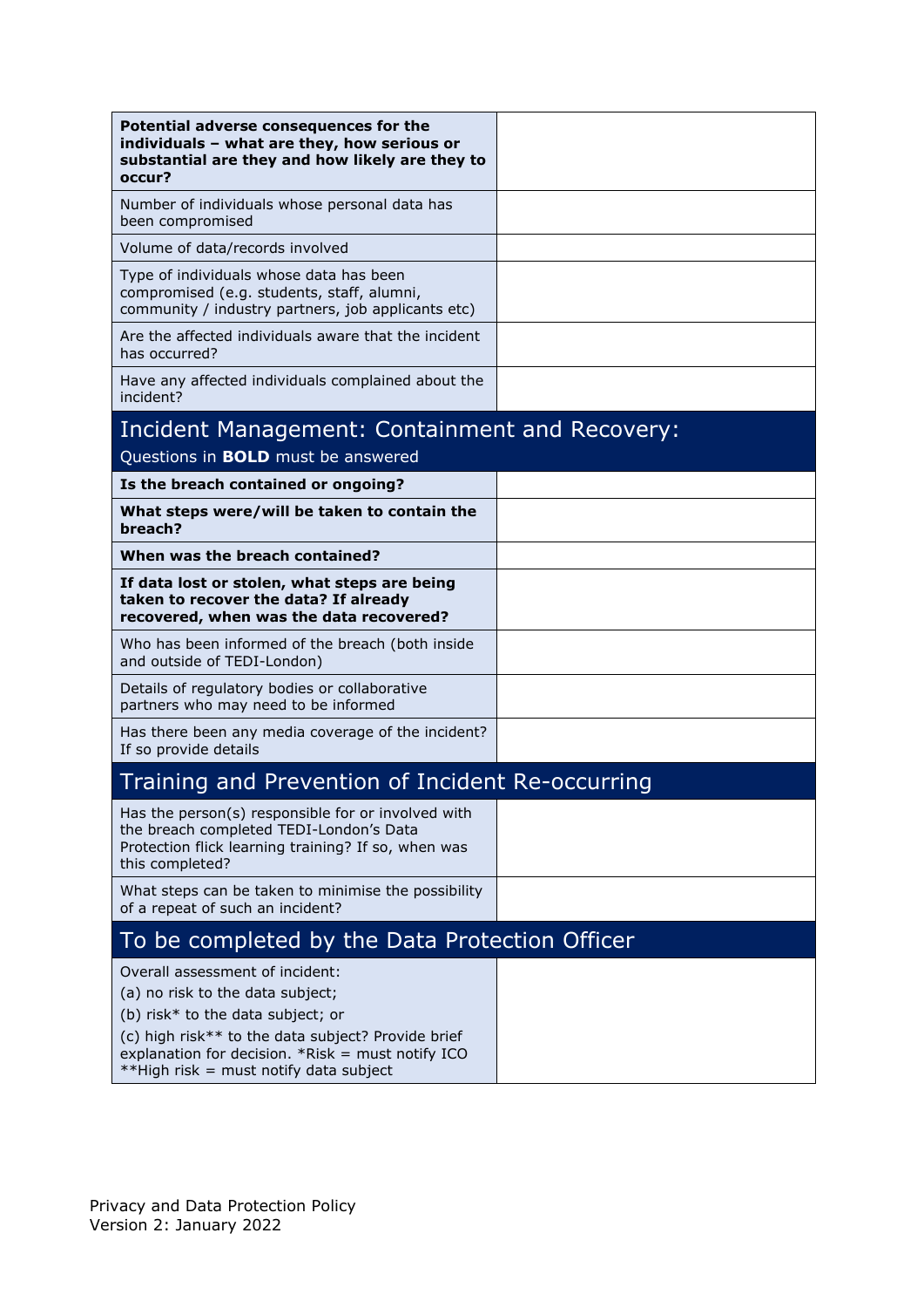| | |
|---|---|
| **Potential adverse consequences for the individuals – what are they, how serious or substantial are they and how likely are they to occur?** | |
| Number of individuals whose personal data has been compromised | |
| Volume of data/records involved | |
| Type of individuals whose data has been compromised (e.g. students, staff, alumni, community / industry partners, job applicants etc) | |
| Are the affected individuals aware that the incident has occurred? | |
| Have any affected individuals complained about the incident? | |

## Incident Management: Containment and Recovery:

Questions in **BOLD** must be answered

| | |
|---|---|
| **Is the breach contained or ongoing?** | |
| **What steps were/will be taken to contain the breach?** | |
| **When was the breach contained?** | |
| **If data lost or stolen, what steps are being taken to recover the data? If already recovered, when was the data recovered?** | |
| Who has been informed of the breach (both inside and outside of TEDI-London) | |
| Details of regulatory bodies or collaborative partners who may need to be informed | |
| Has there been any media coverage of the incident? If so provide details | |

## Training and Prevention of Incident Re-occurring

| | |
|---|---|
| Has the person(s) responsible for or involved with the breach completed TEDI-London's Data Protection flick learning training? If so, when was this completed? | |
| What steps can be taken to minimise the possibility of a repeat of such an incident? | |

## To be completed by the Data Protection Officer

| | |
|---|---|
| Overall assessment of incident:<br>(a) no risk to the data subject;<br>(b) risk* to the data subject; or<br>(c) high risk** to the data subject? Provide brief explanation for decision. *Risk = must notify ICO **High risk = must notify data subject | |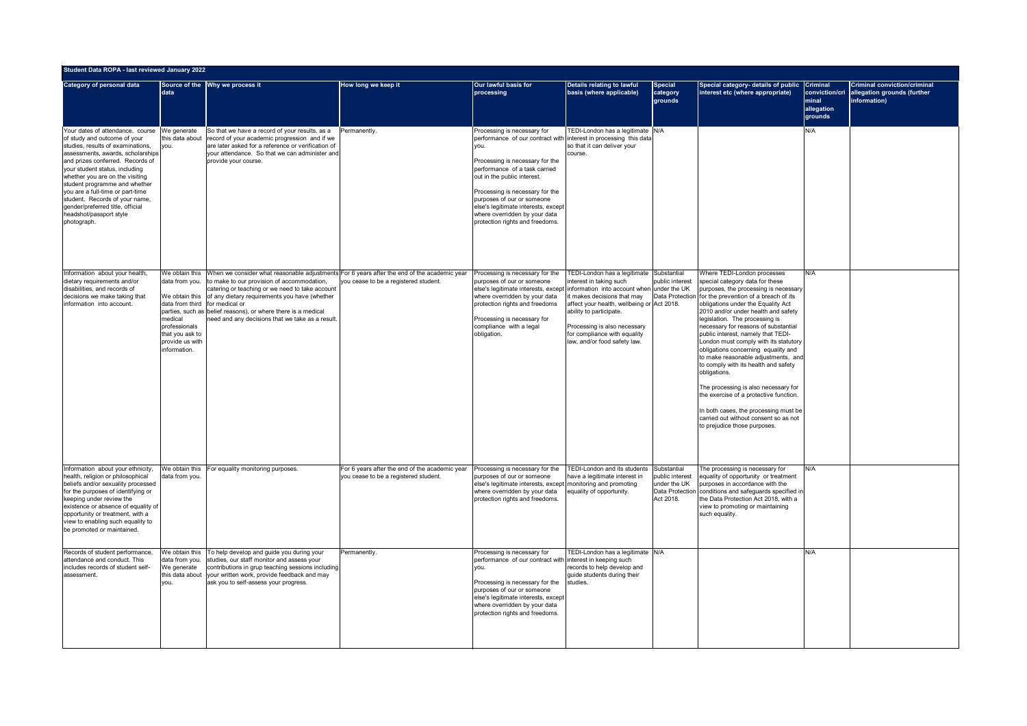## Student Data ROPA - last reviewed January 2022

| Category of personal data | Source of the data | Why we process it | How long we keep it | Our lawful basis for processing | Details relating to lawful basis (where applicable) | Special category grounds | Special category- details of public interest etc (where appropriate) | Criminal conviction/criminal allegation grounds | Criminal conviction/criminal allegation grounds (further information) |
|---|---|---|---|---|---|---|---|---|---|
| Your dates of attendance, course of study and outcome of your studies, results of examinations, assessments, awards, scholarships and prizes conferred. Records of your student status, including whether you are on the visiting student programme and whether you are a full-time or part-time student. Records of your name, gender/preferred title, official headshot/passport style photograph. | We generate this data about you. | So that we have a record of your results, as a record of your academic progression and if we are later asked for a reference or verification of your attendance. So that we can administer and provide your course. | Permanently. | Processing is necessary for performance of our contract with you.<br><br>Processing is necessary for the performance of a task carried out in the public interest.<br><br>Processing is necessary for the purposes of our or someone else's legitimate interests, except where overridden by your data protection rights and freedoms. | TEDI-London has a legitimate interest in processing this data so that it can deliver your course. | N/A | | N/A | |
| Information about your health, dietary requirements and/or disabilities, and records of decisions we make taking that information into account. | We obtain this data from you.<br><br>We obtain this data from third parties, such as medical professionals that you ask to provide us with information. | When we consider what reasonable adjustments to make to our provision of accommodation, catering or teaching or we need to take account of any dietary requirements you have (whether for medical or belief reasons), or where there is a medical need and any decisions that we take as a result. | For 6 years after the end of the academic year you cease to be a registered student. | Processing is necessary for the purposes of our or someone else's legitimate interests, except where overridden by your data protection rights and freedoms<br><br>Processing is necessary for compliance with a legal obligation. | TEDI-London has a legitimate interest in taking such information into account when it makes decisions that may affect your health, wellbeing or ability to participate.<br><br>Processing is also necessary for compliance with equality law, and/or food safety law. | Substantial public interest under the UK Data Protection Act 2018. | Where TEDI-London processes special category data for these purposes, the processing is necessary for the prevention of a breach of its obligations under the Equality Act 2010 and/or under health and safety legislation. The processing is necessary for reasons of substantial public interest, namely that TEDI-London must comply with its statutory obligations concerning equality and to make reasonable adjustments, and to comply with its health and safety obligations.<br><br>The processing is also necessary for the exercise of a protective function.<br><br>In both cases, the processing must be carried out without consent so as not to prejudice those purposes. | N/A | |
| Information about your ethnicity, health, religion or philosophical beliefs and/or sexuality processed for the purposes of identifying or keeping under review the existence or absence of equality of opportunity or treatment, with a view to enabling such equality to be promoted or maintained. | We obtain this data from you. | For equality monitoring purposes. | For 6 years after the end of the academic year you cease to be a registered student. | Processing is necessary for the purposes of our or someone else's legitimate interests, except where overridden by your data protection rights and freedoms. | TEDI-London and its students have a legitimate interest in monitoring and promoting equality of opportunity. | Substantial public interest under the UK Data Protection Act 2018. | The processing is necessary for equality of opportunity or treatment purposes in accordance with the conditions and safeguards specified in the Data Protection Act 2018, with a view to promoting or maintaining such equality. | N/A | |
| Records of student performance, attendance and conduct. This includes records of student self-assessment. | We obtain this data from you.<br>We generate this data about you. | To help develop and guide you during your studies, our staff monitor and assess your contributions in grup teaching sessions including your written work, provide feedback and may ask you to self-assess your progress. | Permanently. | Processing is necessary for performance of our contract with you.<br><br>Processing is necessary for the purposes of our or someone else's legitimate interests, except where overridden by your data protection rights and freedoms. | TEDI-London has a legitimate interest in keeping such records to help develop and guide students during their studies. | N/A | | N/A | |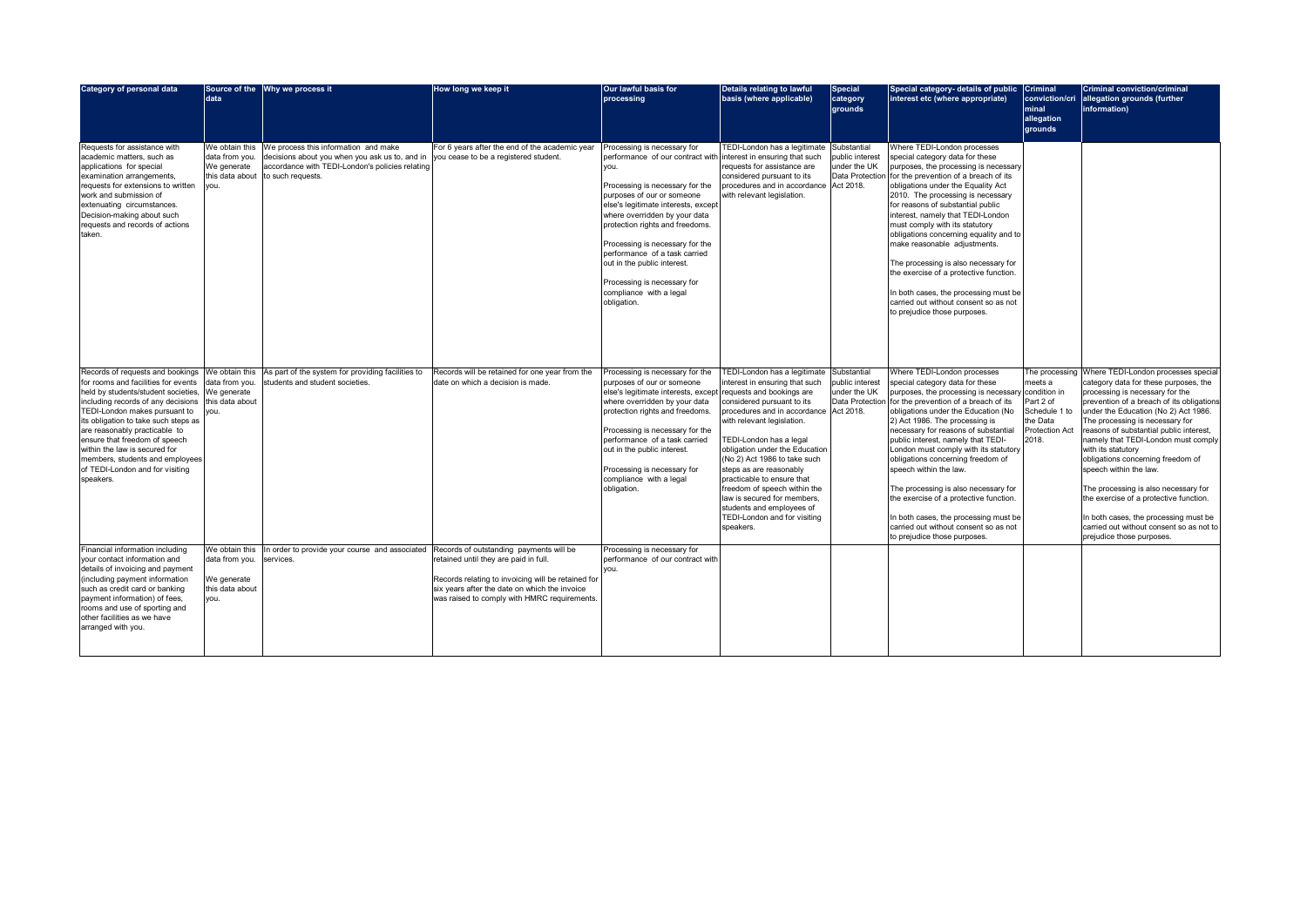| Category of personal data | Source of the data | Why we process it | How long we keep it | Our lawful basis for processing | Details relating to lawful basis (where applicable) | Special category grounds | Special category- details of public interest etc (where appropriate) | Criminal conviction/criminal allegation grounds | Criminal conviction/criminal allegation grounds (further information) |
|---|---|---|---|---|---|---|---|---|---|
| Requests for assistance with academic matters, such as applications for special examination arrangements, requests for extensions to written work and submission of extenuating circumstances. Decision-making about such requests and records of actions taken. | We obtain this data from you. We generate this data about you. | We process this information and make decisions about you when you ask us to, and in accordance with TEDI-London's policies relating to such requests. | For 6 years after the end of the academic year you cease to be a registered student. | Processing is necessary for performance of our contract with you.<br><br>Processing is necessary for the purposes of our or someone else's legitimate interests, except where overridden by your data protection rights and freedoms.<br><br>Processing is necessary for the performance of a task carried out in the public interest.<br><br>Processing is necessary for compliance with a legal obligation. | TEDI-London has a legitimate interest in ensuring that such requests for assistance are considered pursuant to its procedures and in accordance with relevant legislation. | Substantial public interest under the UK Data Protection Act 2018. | Where TEDI-London processes special category data for these purposes, the processing is necessary for the prevention of a breach of its obligations under the Equality Act 2010. The processing is necessary for reasons of substantial public interest, namely that TEDI-London must comply with its statutory obligations concerning equality and to make reasonable adjustments.<br><br>The processing is also necessary for the exercise of a protective function.<br><br>In both cases, the processing must be carried out without consent so as not to prejudice those purposes. | | |
| Records of requests and bookings for rooms and facilities for events held by students/student societies, including records of any decisions TEDI-London makes pursuant to its obligation to take such steps as are reasonably practicable to ensure that freedom of speech within the law is secured for members, students and employees of TEDI-London and for visiting speakers. | We obtain this data from you. We generate this data about you. | As part of the system for providing facilities to students and student societies. | Records will be retained for one year from the date on which a decision is made. | Processing is necessary for the purposes of our or someone else's legitimate interests, except where overridden by your data protection rights and freedoms.<br><br>Processing is necessary for the performance of a task carried out in the public interest.<br><br>Processing is necessary for compliance with a legal obligation. | TEDI-London has a legitimate interest in ensuring that such requests and bookings are considered pursuant to its procedures and in accordance with relevant legislation.<br><br>TEDI-London has a legal obligation under the Education (No 2) Act 1986 to take such steps as are reasonably practicable to ensure that freedom of speech within the law is secured for members, students and employees of TEDI-London and for visiting speakers. | Substantial public interest under the UK Data Protection Act 2018. | Where TEDI-London processes special category data for these purposes, the processing is necessary for the prevention of a breach of its obligations under the Education (No 2) Act 1986. The processing is necessary for reasons of substantial public interest, namely that TEDI-London must comply with its statutory obligations concerning freedom of speech within the law.<br><br>The processing is also necessary for the exercise of a protective function.<br><br>In both cases, the processing must be carried out without consent so as not to prejudice those purposes. | The processing meets a condition in Part 2 of Schedule 1 to the Data Protection Act 2018. | Where TEDI-London processes special category data for these purposes, the processing is necessary for the prevention of a breach of its obligations under the Education (No 2) Act 1986. The processing is necessary for reasons of substantial public interest, namely that TEDI-London must comply with its statutory obligations concerning freedom of speech within the law.<br><br>The processing is also necessary for the exercise of a protective function.<br><br>In both cases, the processing must be carried out without consent so as not to prejudice those purposes. |
| Financial information including your contact information and details of invoicing and payment (including payment information such as credit card or banking payment information) of fees, rooms and use of sporting and other facilities as we have arranged with you. | We obtain this data from you.<br><br>We generate this data about you. | In order to provide your course and associated services. | Records of outstanding payments will be retained until they are paid in full.<br><br>Records relating to invoicing will be retained for six years after the date on which the invoice was raised to comply with HMRC requirements. | Processing is necessary for performance of our contract with you. | | | | | |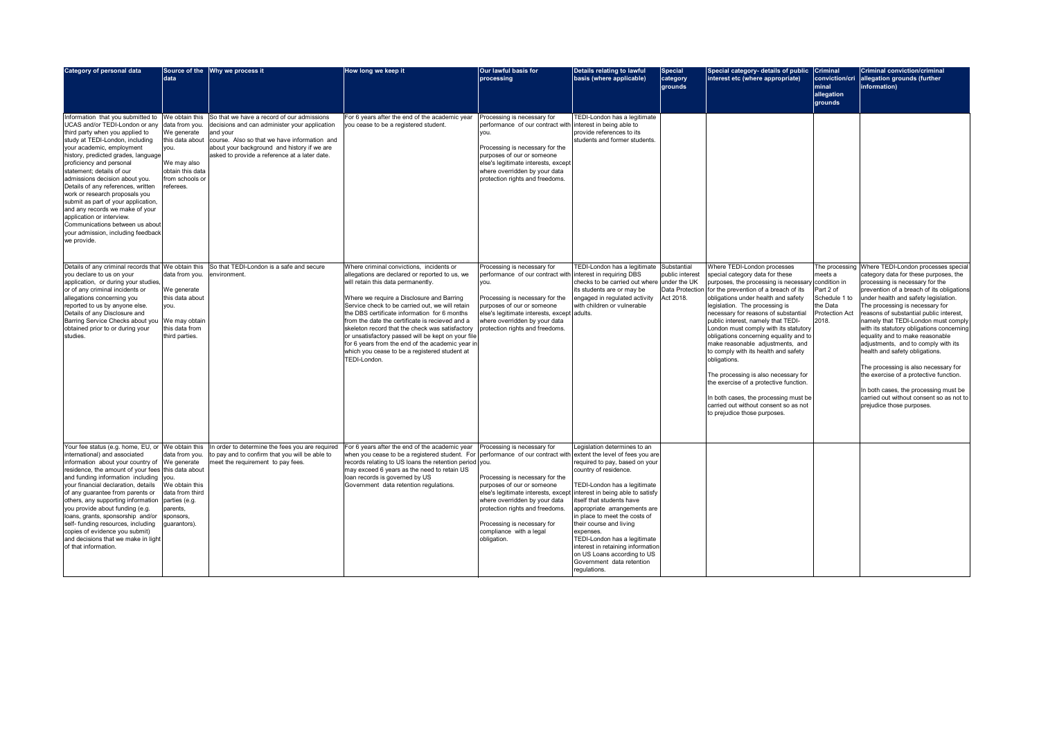| Category of personal data | Source of the data | Why we process it | How long we keep it | Our lawful basis for processing | Details relating to lawful basis (where applicable) | Special category grounds | Special category- details of public interest etc (where appropriate) | Criminal conviction/criminal allegation grounds | Criminal conviction/criminal allegation grounds (further information) |
|---|---|---|---|---|---|---|---|---|---|
| Information that you submitted to UCAS and/or TEDI-London or any third party when you applied to study at TEDI-London, including your academic, employment history, predicted grades, language proficiency and personal statement; details of our admissions decision about you. Details of any references, written work or research proposals you submit as part of your application, and any records we make of your application or interview. Communications between us about your admission, including feedback we provide. | We obtain this data from you. We generate this data about you. We may also obtain this data from schools or referees. | So that we have a record of our admissions decisions and can administer your application and your course. Also so that we have information about your background and history if we are asked to provide a reference at a later date. | For 6 years after the end of the academic year you cease to be a registered student. | Processing is necessary for performance of our contract with you. Processing is necessary for the purposes of our or someone else's legitimate interests, except where overridden by your data protection rights and freedoms. | TEDI-London has a legitimate interest in being able to provide references to its students and former students. | | | | |
| Details of any criminal records that you declare to us on your application, or during your studies, or of any criminal incidents or allegations concerning you reported to us by anyone else. Details of any Disclosure and Barring Service Checks about you obtained prior to or during your studies. | We obtain this data from you. We generate this data about you. We may obtain this data from third parties. | So that TEDI-London is a safe and secure environment. | Where criminal convictions, incidents or allegations are declared or reported to us, we will retain this data permanently. Where we require a Disclosure and Barring Service check to be carried out, we will retain the DBS certificate information for 6 months from the date the certificate is recieved and a skeleton record that the check was satisfactory or unsatisfactory passed will be kept on your file for 6 years from the end of the academic year in which you cease to be a registered student at TEDI-London. | Processing is necessary for performance of our contract with you. Processing is necessary for the purposes of our or someone else's legitimate interests, except where overridden by your data protection rights and freedoms. | TEDI-London has a legitimate interest in requiring DBS checks to be carried out where its students are or may be engaged in regulated activity with children or vulnerable adults. | Substantial public interest under the UK Data Protection Act 2018. | Where TEDI-London processes special category data for these purposes, the processing is necessary for the prevention of a breach of its obligations under health and safety legislation. The processing is necessary for reasons of substantial public interest, namely that TEDI-London must comply with its statutory obligations concerning equality and to make reasonable adjustments, and to comply with its health and safety obligations.<br><br>The processing is also necessary for the exercise of a protective function.<br><br>In both cases, the processing must be carried out without consent so as not to prejudice those purposes. | The processing meets a condition in Part 2 of Schedule 1 to the Data Protection Act 2018. | Where TEDI-London processes special category data for these purposes, the processing is necessary for the prevention of a breach of its obligations under health and safety legislation. The processing is necessary for reasons of substantial public interest, namely that TEDI-London must comply with its statutory obligations concerning equality and to make reasonable adjustments, and to comply with its health and safety obligations.<br><br>The processing is also necessary for the exercise of a protective function.<br><br>In both cases, the processing must be carried out without consent so as not to prejudice those purposes. |
| Your fee status (e.g. home, EU, or international) and associated information about your country of residence, the amount of your fees and funding information including your financial declaration, details of any guarantee from parents or others, any supporting information you provide about funding (e.g. loans, grants, sponsorship and/or self- funding resources, including copies of evidence you submit) and decisions that we make in light of that information. | We obtain this data from you. We generate this data about you. We obtain this data from third parties (e.g. parents, sponsors, guarantors). | In order to determine the fees you are required to pay and to confirm that you will be able to meet the requirement to pay fees. | For 6 years after the end of the academic year when you cease to be a registered student. For records relating to US loans the retention period may exceed 6 years as the need to retain US loan records is governed by US Government data retention regulations. | Processing is necessary for performance of our contract with you. Processing is necessary for the purposes of our or someone else's legitimate interests, except where overridden by your data protection rights and freedoms. Processing is necessary for compliance with a legal obligation. | Legislation determines to an extent the level of fees you are required to pay, based on your country of residence. TEDI-London has a legitimate interest in being able to satisfy itself that students have appropriate arrangements are in place to meet the costs of their course and living expenses. TEDI-London has a legitimate interest in retaining information on US Loans according to US Government data retention regulations. | | | | |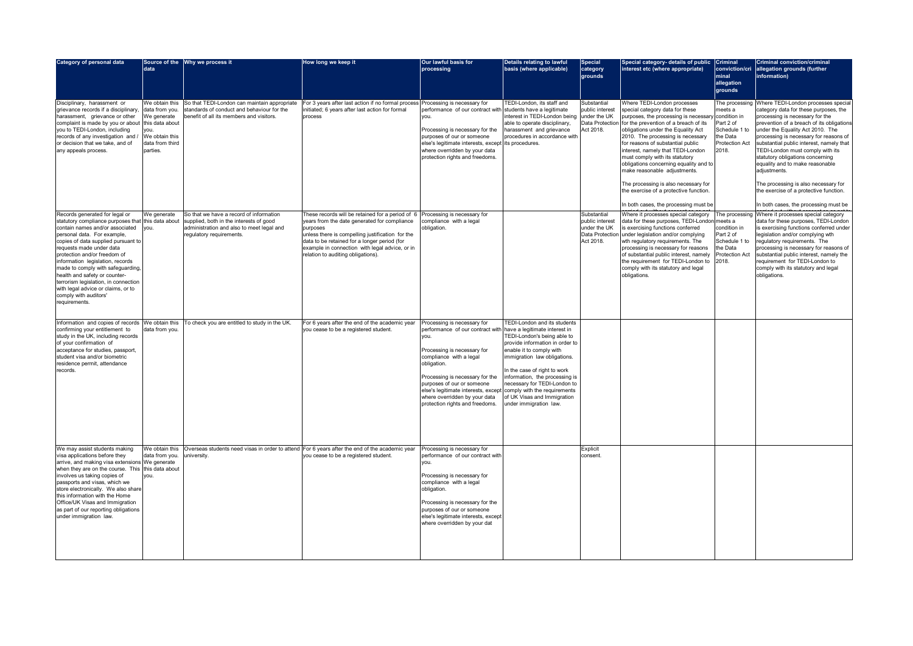| Category of personal data | Source of the data | Why we process it | How long we keep it | Our lawful basis for processing | Details relating to lawful basis (where applicable) | Special category grounds | Special category- details of public interest etc (where appropriate) | Criminal conviction/criminal allegation grounds | Criminal conviction/criminal allegation grounds (further information) |
|---|---|---|---|---|---|---|---|---|---|
| Disciplinary, harassment or grievance records if a disciplinary, harassment, grievance or other complaint is made by you or about you to TEDI-London, including records of any investigation and / or decision that we take, and of any appeals process. | We obtain this data from you. We generate this data about you. We obtain this data from third parties. | So that TEDI-London can maintain appropriate standards of conduct and behaviour for the benefit of all its members and visitors. | For 3 years after last action if no formal process initiated; 6 years after last action for formal process | Processing is necessary for performance of our contract with you.<br><br>Processing is necessary for the purposes of our or someone else's legitimate interests, except where overridden by your data protection rights and freedoms. | TEDI-London, its staff and students have a legitimate interest in TEDI-London being able to operate disciplinary, harassment and grievance procedures in accordance with its procedures. | Substantial public interest under the UK Data Protection Act 2018. | Where TEDI-London processes special category data for these purposes, the processing is necessary for the prevention of a breach of its obligations under the Equality Act 2010. The processing is necessary for reasons of substantial public interest, namely that TEDI-London must comply with its statutory obligations concerning equality and to make reasonable adjustments.<br><br>The processing is also necessary for the exercise of a protective function.<br><br>In both cases, the processing must be | The processing meets a condition in Part 2 of Schedule 1 to the Data Protection Act 2018. | Where TEDI-London processes special category data for these purposes, the processing is necessary for the prevention of a breach of its obligations under the Equality Act 2010. The processing is necessary for reasons of substantial public interest, namely that TEDI-London must comply with its statutory obligations concerning equality and to make reasonable adjustments.<br><br>The processing is also necessary for the exercise of a protective function.<br><br>In both cases, the processing must be |
| Records generated for legal or statutory compliance purposes that contain names and/or associated personal data. For example, copies of data supplied pursuant to requests made under data protection and/or freedom of information legislation, records made to comply with safeguarding, health and safety or counter-terrorism legislation, in connection with legal advice or claims, or to comply with auditors' requirements. | We generate this data about you. | So that we have a record of information supplied, both in the interests of good administration and also to meet legal and regulatory requirements. | These records will be retained for a period of 6 years from the date generated for compliance purposes unless there is compelling justification for the data to be retained for a longer period (for example in connection with legal advice, or in relation to auditing obligations). | Processing is necessary for compliance with a legal obligation. | | Substantial public interest under the UK Data Protection Act 2018. | Where it processes special category data for these purposes, TEDI-London is exercising functions conferred under legislation and/or complying wth regulatory requirements. The processing is necessary for reasons of substantial public interest, namely the requirement for TEDI-London to comply with its statutory and legal obligations. | The processing meets a condition in Part 2 of Schedule 1 to the Data Protection Act 2018. | Where it processes special category data for these purposes, TEDI-London is exercising functions conferred under legislation and/or complying wth regulatory requirements. The processing is necessary for reasons of substantial public interest, namely the requirement for TEDI-London to comply with its statutory and legal obligations. |
| Information and copies of records confirming your entitlement to study in the UK, including records of your confirmation of acceptance for studies, passport, student visa and/or biometric residence permit, attendance records. | We obtain this data from you. | To check you are entitled to study in the UK. | For 6 years after the end of the academic year you cease to be a registered student. | Processing is necessary for performance of our contract with you.<br><br>Processing is necessary for compliance with a legal obligation.<br><br>Processing is necessary for the purposes of our or someone else's legitimate interests, except where overridden by your data protection rights and freedoms. | TEDI-London and its students have a legitimate interest in TEDI-London's being able to provide information in order to enable it to comply with immigration law obligations.<br><br>In the case of right to work information, the processing is necessary for TEDI-London to comply with the requirements of UK Visas and Immigration under immigration law. | | | | |
| We may assist students making visa applications before they arrive, and making visa extensions when they are on the course. This involves us taking copies of passports and visas, which we store electronically. We also share this information with the Home Office/UK Visas and Immigration as part of our reporting obligations under immigration law. | We obtain this data from you. We generate this data about you. | Overseas students need visas in order to attend university. | For 6 years after the end of the academic year you cease to be a registered student. | Processing is necessary for performance of our contract with you.<br><br>Processing is necessary for compliance with a legal obligation.<br><br>Processing is necessary for the purposes of our or someone else's legitimate interests, except where overridden by your dat | | Explicit consent. | | | |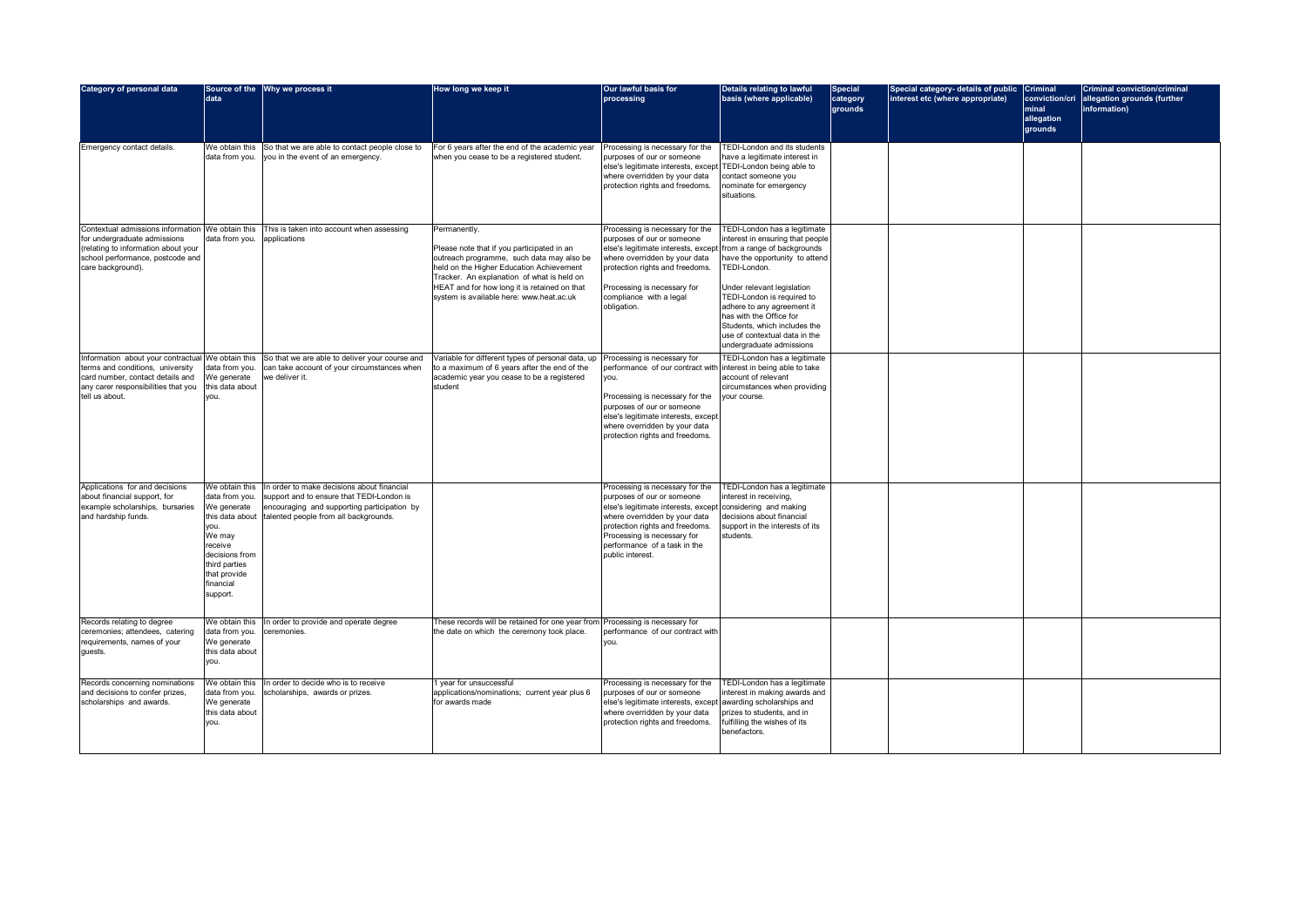| Category of personal data | Source of the data | Why we process it | How long we keep it | Our lawful basis for processing | Details relating to lawful basis (where applicable) | Special category grounds | Special category- details of public interest etc (where appropriate) | Criminal conviction/criminal allegation grounds | Criminal conviction/criminal allegation grounds (further information) |
|---|---|---|---|---|---|---|---|---|---|
| Emergency contact details. | We obtain this data from you. | So that we are able to contact people close to you in the event of an emergency. | For 6 years after the end of the academic year when you cease to be a registered student. | Processing is necessary for the purposes of our or someone else's legitimate interests, except where overridden by your data protection rights and freedoms. | TEDI-London and its students have a legitimate interest in TEDI-London being able to contact someone you nominate for emergency situations. | | | | |
| Contextual admissions information for undergraduate admissions (relating to information about your school performance, postcode and care background). | We obtain this data from you. | This is taken into account when assessing applications | Permanently.<br><br>Please note that if you participated in an outreach programme, such data may also be held on the Higher Education Achievement Tracker. An explanation of what is held on HEAT and for how long it is retained on that system is available here: www.heat.ac.uk | Processing is necessary for the purposes of our or someone else's legitimate interests, except where overridden by your data protection rights and freedoms.<br><br>Processing is necessary for compliance with a legal obligation. | TEDI-London has a legitimate interest in ensuring that people from a range of backgrounds have the opportunity to attend TEDI-London.<br><br>Under relevant legislation TEDI-London is required to adhere to any agreement it has with the Office for Students, which includes the use of contextual data in the undergraduate admissions | | | | |
| Information about your contractual terms and conditions, university card number, contact details and any carer responsibilities that you tell us about. | We obtain this data from you. We generate this data about you. | So that we are able to deliver your course and can take account of your circumstances when we deliver it. | Variable for different types of personal data, up to a maximum of 6 years after the end of the academic year you cease to be a registered student | Processing is necessary for performance of our contract with you.<br><br>Processing is necessary for the purposes of our or someone else's legitimate interests, except where overridden by your data protection rights and freedoms. | TEDI-London has a legitimate interest in being able to take account of relevant circumstances when providing your course. | | | | |
| Applications for and decisions about financial support, for example scholarships, bursaries and hardship funds. | We obtain this data from you. We generate this data about you. We may receive decisions from third parties that provide financial support. | In order to make decisions about financial support and to ensure that TEDI-London is encouraging and supporting participation by talented people from all backgrounds. | | Processing is necessary for the purposes of our or someone else's legitimate interests, except where overridden by your data protection rights and freedoms. Processing is necessary for performance of a task in the public interest. | TEDI-London has a legitimate interest in receiving, considering and making decisions about financial support in the interests of its students. | | | | |
| Records relating to degree ceremonies; attendees, catering requirements, names of your guests. | We obtain this data from you. We generate this data about you. | In order to provide and operate degree ceremonies. | These records will be retained for one year from the date on which the ceremony took place. | Processing is necessary for performance of our contract with you. | | | | | |
| Records concerning nominations and decisions to confer prizes, scholarships and awards. | We obtain this data from you. We generate this data about you. | In order to decide who is to receive scholarships, awards or prizes. | 1 year for unsuccessful applications/nominations; current year plus 6 for awards made | Processing is necessary for the purposes of our or someone else's legitimate interests, except where overridden by your data protection rights and freedoms. | TEDI-London has a legitimate interest in making awards and awarding scholarships and prizes to students, and in fulfilling the wishes of its benefactors. | | | | |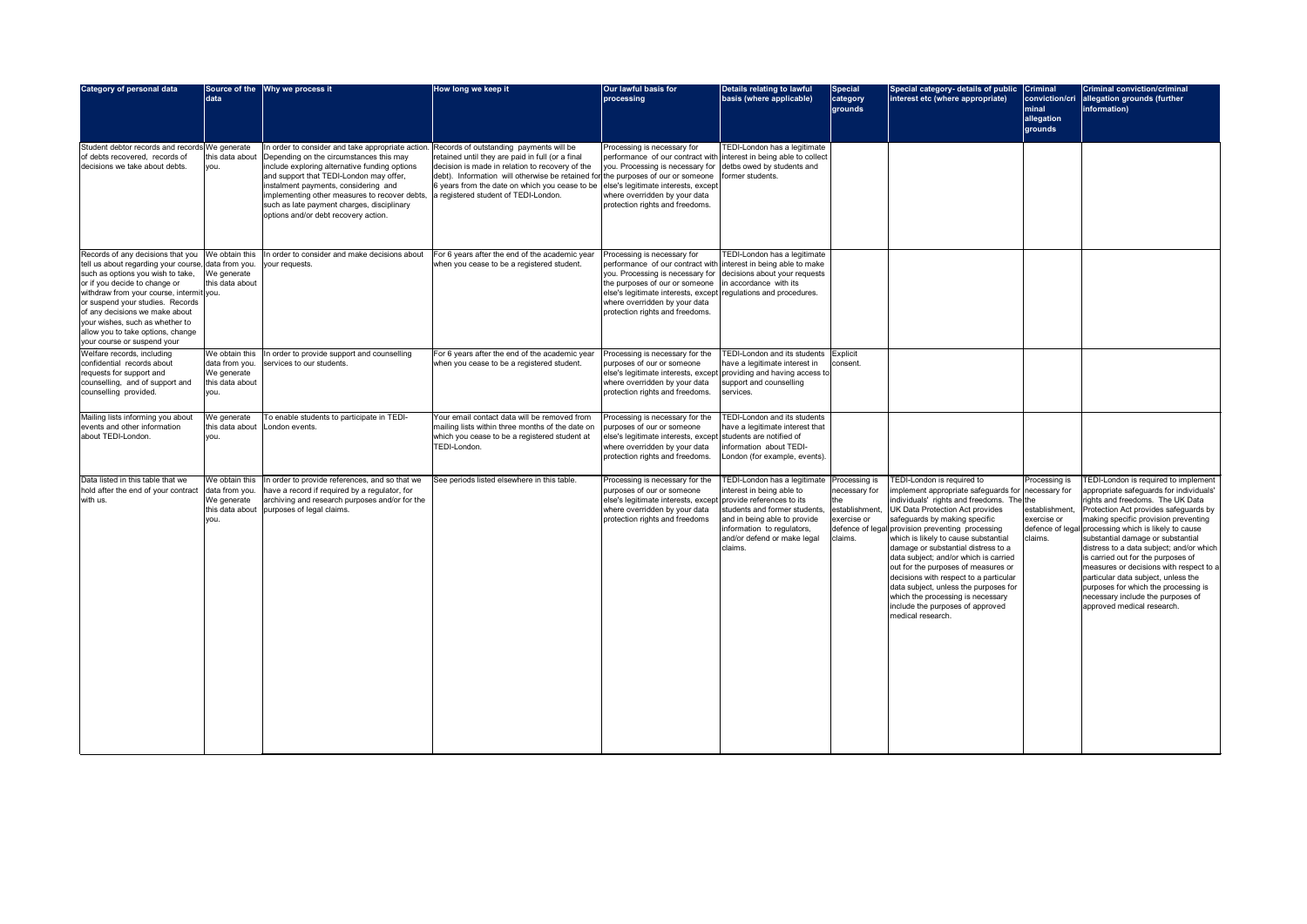| Category of personal data | Source of the data | Why we process it | How long we keep it | Our lawful basis for processing | Details relating to lawful basis (where applicable) | Special category grounds | Special category- details of public interest etc (where appropriate) | Criminal conviction/criminal allegation grounds | Criminal conviction/criminal allegation grounds (further information) |
|---|---|---|---|---|---|---|---|---|---|
| Student debtor records and records of debts recovered, records of decisions we take about debts. | We generate this data about you. | In order to consider and take appropriate action. Depending on the circumstances this may include exploring alternative funding options and support that TEDI-London may offer, instalment payments, considering and implementing other measures to recover debts, such as late payment charges, disciplinary options and/or debt recovery action. | Records of outstanding payments will be retained until they are paid in full (or a final decision is made in relation to recovery of the debt). Information will otherwise be retained for 6 years from the date on which you cease to be a registered student of TEDI-London. | Processing is necessary for performance of our contract with you. Processing is necessary for the purposes of our or someone else's legitimate interests, except where overridden by your data protection rights and freedoms. | TEDI-London has a legitimate interest in being able to collect detbs owed by students and former students. | | | | |
| Records of any decisions that you tell us about regarding your course, such as options you wish to take, or if you decide to change or withdraw from your course, intermit or suspend your studies. Records of any decisions we make about your wishes, such as whether to allow you to take options, change your course or suspend your | We obtain this data from you. We generate this data about you. | In order to consider and make decisions about your requests. | For 6 years after the end of the academic year when you cease to be a registered student. | Processing is necessary for performance of our contract with you. Processing is necessary for the purposes of our or someone else's legitimate interests, except where overridden by your data protection rights and freedoms. | TEDI-London has a legitimate interest in being able to make decisions about your requests in accordance with its regulations and procedures. | | | | |
| Welfare records, including confidential records about requests for support and counselling, and of support and counselling provided. | We obtain this data from you. We generate this data about you. | In order to provide support and counselling services to our students. | For 6 years after the end of the academic year when you cease to be a registered student. | Processing is necessary for the purposes of our or someone else's legitimate interests, except where overridden by your data protection rights and freedoms. | TEDI-London and its students have a legitimate interest in providing and having access to support and counselling services. | Explicit consent. | | | |
| Mailing lists informing you about events and other information about TEDI-London. | We generate this data about you. | To enable students to participate in TEDI-London events. | Your email contact data will be removed from mailing lists within three months of the date on which you cease to be a registered student at TEDI-London. | Processing is necessary for the purposes of our or someone else's legitimate interests, except where overridden by your data protection rights and freedoms. | TEDI-London and its students have a legitimate interest that students are notified of information about TEDI-London (for example, events). | | | | |
| Data listed in this table that we hold after the end of your contract with us. | We obtain this data from you. We generate this data about you. | In order to provide references, and so that we have a record if required by a regulator, for archiving and research purposes and/or for the purposes of legal claims. | See periods listed elsewhere in this table. | Processing is necessary for the purposes of our or someone else's legitimate interests, except where overridden by your data protection rights and freedoms | TEDI-London has a legitimate interest in being able to provide references to its students and former students, and in being able to provide information to regulators, and/or defend or make legal claims. | Processing is necessary for the establishment, exercise or defence of legal claims. | TEDI-London is required to implement appropriate safeguards for individuals' rights and freedoms. The UK Data Protection Act provides safeguards by making specific provision preventing processing which is likely to cause substantial damage or substantial distress to a data subject; and/or which is carried out for the purposes of measures or decisions with respect to a particular data subject, unless the purposes for which the processing is necessary include the purposes of approved medical research. | Processing is necessary for the establishment, exercise or defence of legal claims. | TEDI-London is required to implement appropriate safeguards for individuals' rights and freedoms. The UK Data Protection Act provides safeguards by making specific provision preventing processing which is likely to cause substantial damage or substantial distress to a data subject; and/or which is carried out for the purposes of measures or decisions with respect to a particular data subject, unless the purposes for which the processing is necessary include the purposes of approved medical research. |